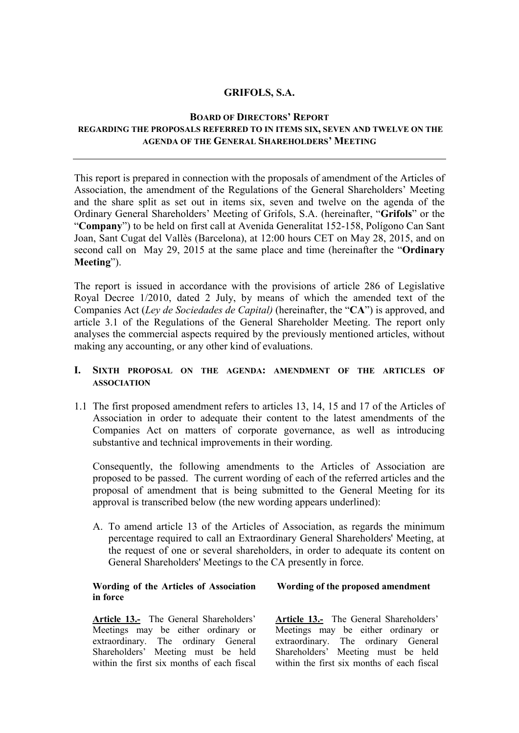# GRIFOLS, S.A.

## BOARD OF DIRECTORS' REPORT

### REGARDING THE PROPOSALS REFERRED TO IN ITEMS SIX, SEVEN AND TWELVE ON THE AGENDA OF THE GENERAL SHAREHOLDERS' MEETING

---

This report is prepared in connection with the proposals of amendment of the Articles of Association, the amendment of the Regulations of the General Shareholders' Meeting and the share split as set out in items six, seven and twelve on the agenda of the Ordinary General Shareholders' Meeting of Grifols, S.A. (hereinafter, "**Grifols**" or the "**Company**") to be held on first call at Avenida Generalitat 152-158, Polígono Can Sant Joan, Sant Cugat del Vallès (Barcelona), at 12:00 hours CET on May 28, 2015, and on second call on May 29, 2015 at the same place and time (hereinafter the "**Ordinary Meeting**").

The report is issued in accordance with the provisions of article 286 of Legislative Royal Decree 1/2010, dated 2 July, by means of which the amended text of the Companies Act (*Ley de Sociedades de Capital)* (hereinafter, the "**CA**") is approved, and article 3.1 of the Regulations of the General Shareholder Meeting. The report only analyses the commercial aspects required by the previously mentioned articles, without making any accounting, or any other kind of evaluations.

## I. SIXTH PROPOSAL ON THE AGENDA: AMENDMENT OF THE ARTICLES OF ASSOCIATION

1.1 The first proposed amendment refers to articles 13, 14, 15 and 17 of the Articles of Association in order to adequate their content to the latest amendments of the Companies Act on matters of corporate governance, as well as introducing substantive and technical improvements in their wording.

Consequently, the following amendments to the Articles of Association are proposed to be passed. The current wording of each of the referred articles and the proposal of amendment that is being submitted to the General Meeting for its approval is transcribed below (the new wording appears underlined):

A. To amend article 13 of the Articles of Association, as regards the minimum percentage required to call an Extraordinary General Shareholders' Meeting, at the request of one or several shareholders, in order to adequate its content on General Shareholders' Meetings to the CA presently in force.

| **Wording of the Articles of Association in force** | **Wording of the proposed amendment** |
|---|---|
| **Article 13.-** The General Shareholders' Meetings may be either ordinary or extraordinary. The ordinary General Shareholders' Meeting must be held within the first six months of each fiscal | **Article 13.-** The General Shareholders' Meetings may be either ordinary or extraordinary. The ordinary General Shareholders' Meeting must be held within the first six months of each fiscal |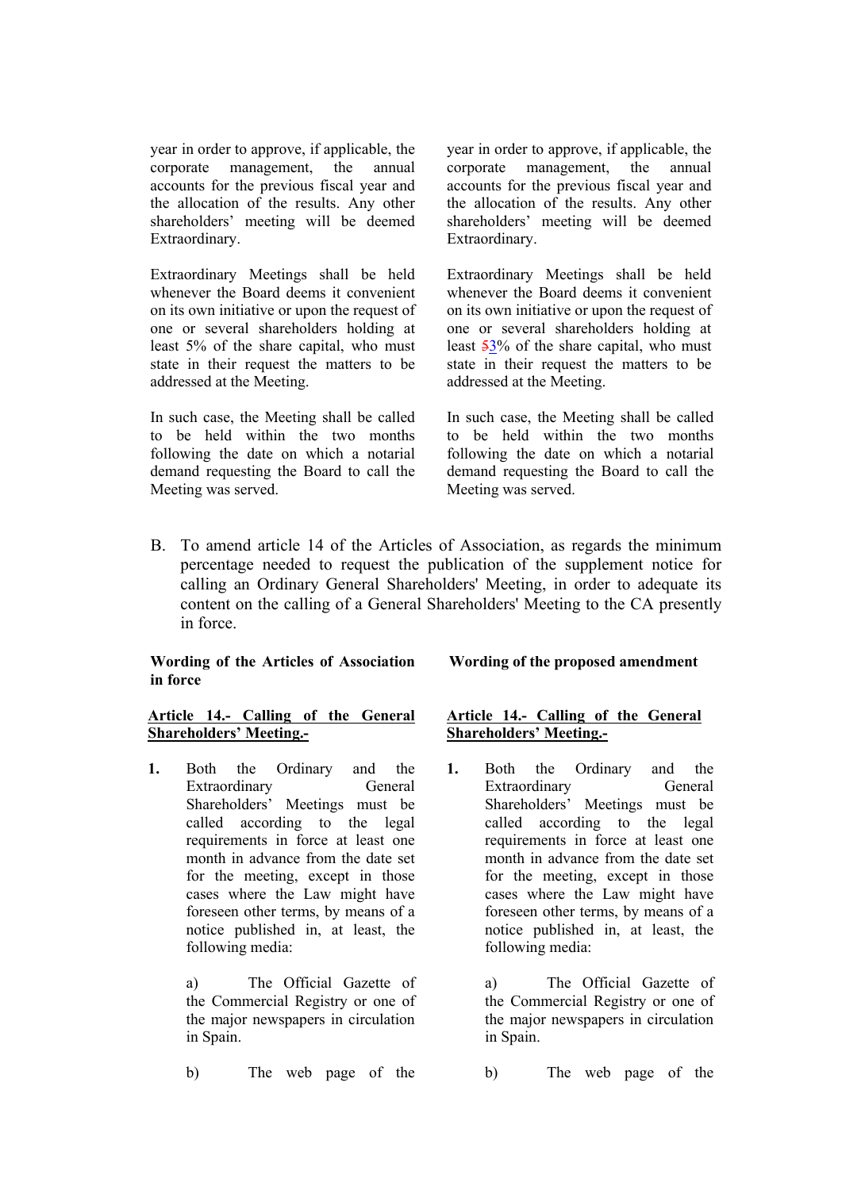| | |
|---|---|
| year in order to approve, if applicable, the corporate management, the annual accounts for the previous fiscal year and the allocation of the results. Any other shareholders' meeting will be deemed Extraordinary. | year in order to approve, if applicable, the corporate management, the annual accounts for the previous fiscal year and the allocation of the results. Any other shareholders' meeting will be deemed Extraordinary. |
| Extraordinary Meetings shall be held whenever the Board deems it convenient on its own initiative or upon the request of one or several shareholders holding at least 5% of the share capital, who must state in their request the matters to be addressed at the Meeting. | Extraordinary Meetings shall be held whenever the Board deems it convenient on its own initiative or upon the request of one or several shareholders holding at least ~~5~~3% of the share capital, who must state in their request the matters to be addressed at the Meeting. |
| In such case, the Meeting shall be called to be held within the two months following the date on which a notarial demand requesting the Board to call the Meeting was served. | In such case, the Meeting shall be called to be held within the two months following the date on which a notarial demand requesting the Board to call the Meeting was served. |

B. To amend article 14 of the Articles of Association, as regards the minimum percentage needed to request the publication of the supplement notice for calling an Ordinary General Shareholders' Meeting, in order to adequate its content on the calling of a General Shareholders' Meeting to the CA presently in force.

| **Wording of the Articles of Association in force** | **Wording of the proposed amendment** |
|---|---|
| **Article 14.- Calling of the General Shareholders' Meeting.-** | **Article 14.- Calling of the General Shareholders' Meeting.-** |
| **1.** Both the Ordinary and the Extraordinary General Shareholders' Meetings must be called according to the legal requirements in force at least one month in advance from the date set for the meeting, except in those cases where the Law might have foreseen other terms, by means of a notice published in, at least, the following media: | **1.** Both the Ordinary and the Extraordinary General Shareholders' Meetings must be called according to the legal requirements in force at least one month in advance from the date set for the meeting, except in those cases where the Law might have foreseen other terms, by means of a notice published in, at least, the following media: |
| a) The Official Gazette of the Commercial Registry or one of the major newspapers in circulation in Spain. | a) The Official Gazette of the Commercial Registry or one of the major newspapers in circulation in Spain. |
| b) The web page of the | b) The web page of the |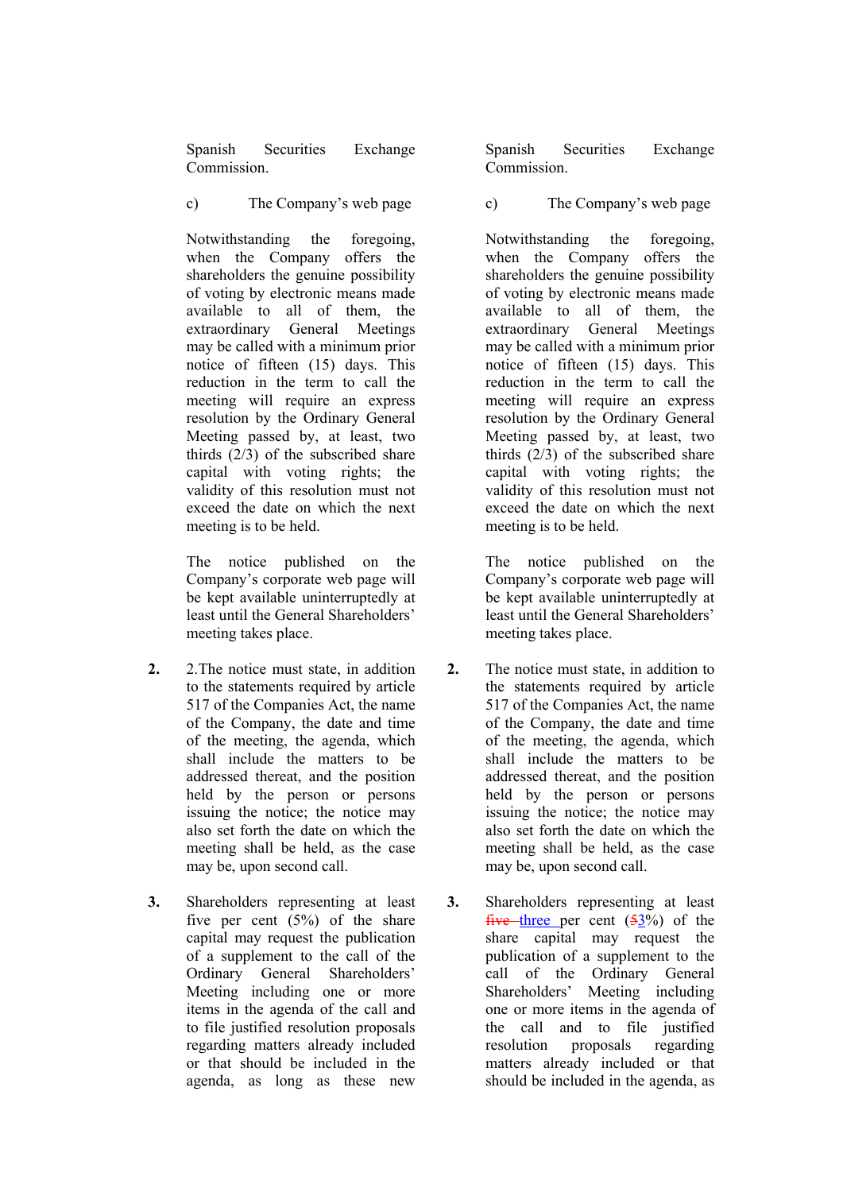| | |
|---|---|
| Spanish Securities Exchange Commission. | Spanish Securities Exchange Commission. |
| c) The Company's web page | c) The Company's web page |
| Notwithstanding the foregoing, when the Company offers the shareholders the genuine possibility of voting by electronic means made available to all of them, the extraordinary General Meetings may be called with a minimum prior notice of fifteen (15) days. This reduction in the term to call the meeting will require an express resolution by the Ordinary General Meeting passed by, at least, two thirds (2/3) of the subscribed share capital with voting rights; the validity of this resolution must not exceed the date on which the next meeting is to be held. | Notwithstanding the foregoing, when the Company offers the shareholders the genuine possibility of voting by electronic means made available to all of them, the extraordinary General Meetings may be called with a minimum prior notice of fifteen (15) days. This reduction in the term to call the meeting will require an express resolution by the Ordinary General Meeting passed by, at least, two thirds (2/3) of the subscribed share capital with voting rights; the validity of this resolution must not exceed the date on which the next meeting is to be held. |
| The notice published on the Company's corporate web page will be kept available uninterruptedly at least until the General Shareholders' meeting takes place. | The notice published on the Company's corporate web page will be kept available uninterruptedly at least until the General Shareholders' meeting takes place. |
| **2.** 2.The notice must state, in addition to the statements required by article 517 of the Companies Act, the name of the Company, the date and time of the meeting, the agenda, which shall include the matters to be addressed thereat, and the position held by the person or persons issuing the notice; the notice may also set forth the date on which the meeting shall be held, as the case may be, upon second call. | **2.** The notice must state, in addition to the statements required by article 517 of the Companies Act, the name of the Company, the date and time of the meeting, the agenda, which shall include the matters to be addressed thereat, and the position held by the person or persons issuing the notice; the notice may also set forth the date on which the meeting shall be held, as the case may be, upon second call. |
| **3.** Shareholders representing at least five per cent (5%) of the share capital may request the publication of a supplement to the call of the Ordinary General Shareholders' Meeting including one or more items in the agenda of the call and to file justified resolution proposals regarding matters already included or that should be included in the agenda, as long as these new | **3.** Shareholders representing at least ~~five~~ three per cent (~~5~~3%) of the share capital may request the publication of a supplement to the call of the Ordinary General Shareholders' Meeting including one or more items in the agenda of the call and to file justified resolution proposals regarding matters already included or that should be included in the agenda, as |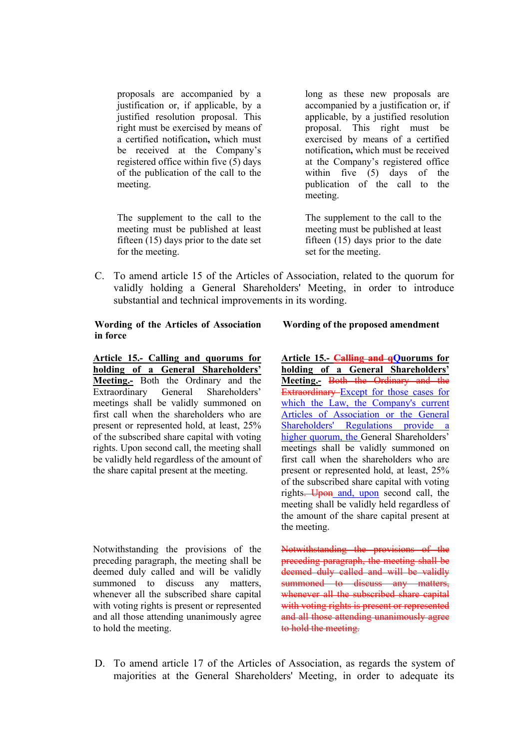| | |
|---|---|
| proposals are accompanied by a justification or, if applicable, by a justified resolution proposal. This right must be exercised by means of a certified notification**,** which must be received at the Company's registered office within five (5) days of the publication of the call to the meeting. | long as these new proposals are accompanied by a justification or, if applicable, by a justified resolution proposal. This right must be exercised by means of a certified notification**,** which must be received at the Company's registered office within five (5) days of the publication of the call to the meeting. |
| The supplement to the call to the meeting must be published at least fifteen (15) days prior to the date set for the meeting. | The supplement to the call to the meeting must be published at least fifteen (15) days prior to the date set for the meeting. |

C. To amend article 15 of the Articles of Association, related to the quorum for validly holding a General Shareholders' Meeting, in order to introduce substantial and technical improvements in its wording.

| **Wording of the Articles of Association in force** | **Wording of the proposed amendment** |
|---|---|
| **Article 15.- Calling and quorums for holding of a General Shareholders' Meeting.-** Both the Ordinary and the Extraordinary General Shareholders' meetings shall be validly summoned on first call when the shareholders who are present or represented hold, at least, 25% of the subscribed share capital with voting rights. Upon second call, the meeting shall be validly held regardless of the amount of the share capital present at the meeting. | **Article 15.- ~~Calling and q~~Quorums for holding of a General Shareholders' Meeting.-** ~~Both the Ordinary and the Extraordinary~~ Except for those cases for which the Law, the Company's current Articles of Association or the General Shareholders' Regulations provide a higher quorum, the General Shareholders' meetings shall be validly summoned on first call when the shareholders who are present or represented hold, at least, 25% of the subscribed share capital with voting rights~~. Upon~~ and, upon second call, the meeting shall be validly held regardless of the amount of the share capital present at the meeting. |
| Notwithstanding the provisions of the preceding paragraph, the meeting shall be deemed duly called and will be validly summoned to discuss any matters, whenever all the subscribed share capital with voting rights is present or represented and all those attending unanimously agree to hold the meeting. | ~~Notwithstanding the provisions of the preceding paragraph, the meeting shall be deemed duly called and will be validly summoned to discuss any matters, whenever all the subscribed share capital with voting rights is present or represented and all those attending unanimously agree to hold the meeting.~~ |

D. To amend article 17 of the Articles of Association, as regards the system of majorities at the General Shareholders' Meeting, in order to adequate its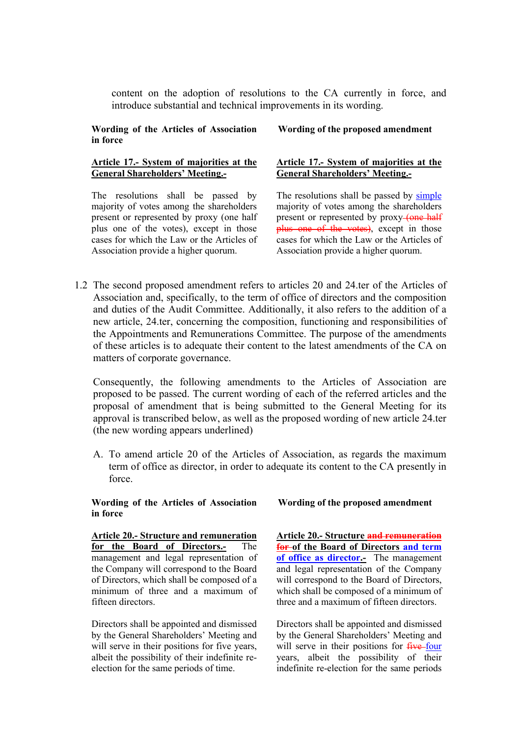content on the adoption of resolutions to the CA currently in force, and introduce substantial and technical improvements in its wording.

| Wording of the Articles of Association in force | Wording of the proposed amendment |
|---|---|
| <u>**Article 17.- System of majorities at the General Shareholders' Meeting.-**</u> | <u>**Article 17.- System of majorities at the General Shareholders' Meeting.-**</u> |
| The resolutions shall be passed by majority of votes among the shareholders present or represented by proxy (one half plus one of the votes), except in those cases for which the Law or the Articles of Association provide a higher quorum. | The resolutions shall be passed by <u>simple</u> majority of votes among the shareholders present or represented by proxy ~~(one half plus one of the votes)~~, except in those cases for which the Law or the Articles of Association provide a higher quorum. |

1.2 The second proposed amendment refers to articles 20 and 24.ter of the Articles of Association and, specifically, to the term of office of directors and the composition and duties of the Audit Committee. Additionally, it also refers to the addition of a new article, 24.ter, concerning the composition, functioning and responsibilities of the Appointments and Remunerations Committee. The purpose of the amendments of these articles is to adequate their content to the latest amendments of the CA on matters of corporate governance.

Consequently, the following amendments to the Articles of Association are proposed to be passed. The current wording of each of the referred articles and the proposal of amendment that is being submitted to the General Meeting for its approval is transcribed below, as well as the proposed wording of new article 24.ter (the new wording appears underlined)

A. To amend article 20 of the Articles of Association, as regards the maximum term of office as director, in order to adequate its content to the CA presently in force.

| Wording of the Articles of Association in force | Wording of the proposed amendment |
|---|---|
| <u>**Article 20.- Structure and remuneration for the Board of Directors.-**</u> The management and legal representation of the Company will correspond to the Board of Directors, which shall be composed of a minimum of three and a maximum of fifteen directors. | **Article 20.- Structure ~~and remuneration for~~ of the Board of Directors <u>and term of office as director</u>.-** The management and legal representation of the Company will correspond to the Board of Directors, which shall be composed of a minimum of three and a maximum of fifteen directors. |
| Directors shall be appointed and dismissed by the General Shareholders' Meeting and will serve in their positions for five years, albeit the possibility of their indefinite re-election for the same periods of time. | Directors shall be appointed and dismissed by the General Shareholders' Meeting and will serve in their positions for ~~five~~ <u>four</u> years, albeit the possibility of their indefinite re-election for the same periods |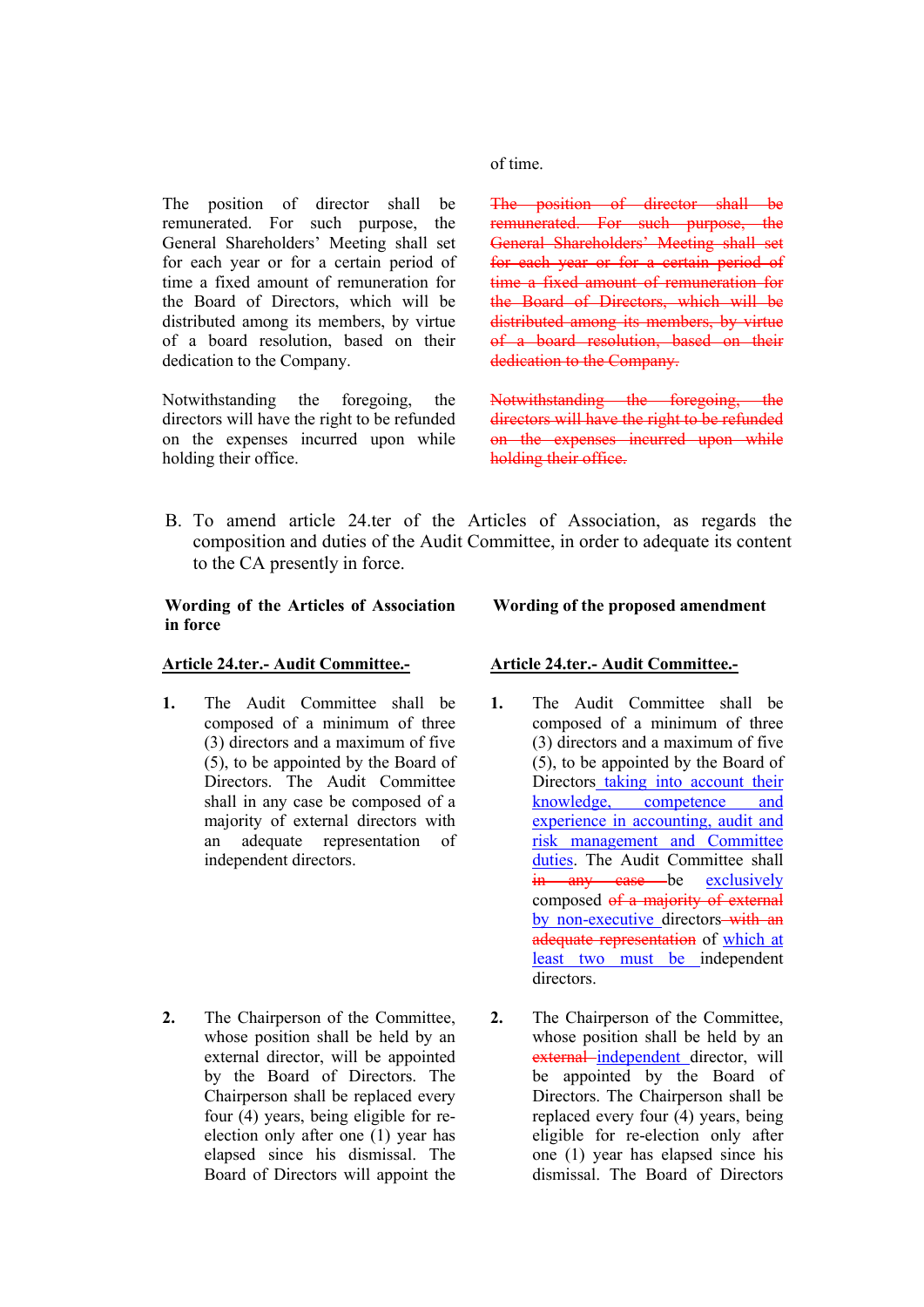| Wording of the Articles of Association in force | Wording of the proposed amendment |
|---|---|
| | of time. |
| The position of director shall be remunerated. For such purpose, the General Shareholders' Meeting shall set for each year or for a certain period of time a fixed amount of remuneration for the Board of Directors, which will be distributed among its members, by virtue of a board resolution, based on their dedication to the Company. | ~~The position of director shall be remunerated. For such purpose, the General Shareholders' Meeting shall set for each year or for a certain period of time a fixed amount of remuneration for the Board of Directors, which will be distributed among its members, by virtue of a board resolution, based on their dedication to the Company.~~ |
| Notwithstanding the foregoing, the directors will have the right to be refunded on the expenses incurred upon while holding their office. | ~~Notwithstanding the foregoing, the directors will have the right to be refunded on the expenses incurred upon while holding their office.~~ |

B. To amend article 24.ter of the Articles of Association, as regards the composition and duties of the Audit Committee, in order to adequate its content to the CA presently in force.

| **Wording of the Articles of Association in force** | **Wording of the proposed amendment** |
|---|---|
| **<u>Article 24.ter.- Audit Committee.-</u>** | **<u>Article 24.ter.- Audit Committee.-</u>** |
| **1.** The Audit Committee shall be composed of a minimum of three (3) directors and a maximum of five (5), to be appointed by the Board of Directors. The Audit Committee shall in any case be composed of a majority of external directors with an adequate representation of independent directors. | **1.** The Audit Committee shall be composed of a minimum of three (3) directors and a maximum of five (5), to be appointed by the Board of Directors<u> taking into account their knowledge, competence and experience in accounting, audit and risk management and Committee duties</u>. The Audit Committee shall ~~in any case~~ be <u>exclusively</u> composed ~~of a majority of external~~ <u>by non-executive</u> directors ~~with an adequate representation~~ of <u>which at least two must be</u> independent directors. |
| **2.** The Chairperson of the Committee, whose position shall be held by an external director, will be appointed by the Board of Directors. The Chairperson shall be replaced every four (4) years, being eligible for re-election only after one (1) year has elapsed since his dismissal. The Board of Directors will appoint the | **2.** The Chairperson of the Committee, whose position shall be held by an ~~external~~ <u>independent</u> director, will be appointed by the Board of Directors. The Chairperson shall be replaced every four (4) years, being eligible for re-election only after one (1) year has elapsed since his dismissal. The Board of Directors |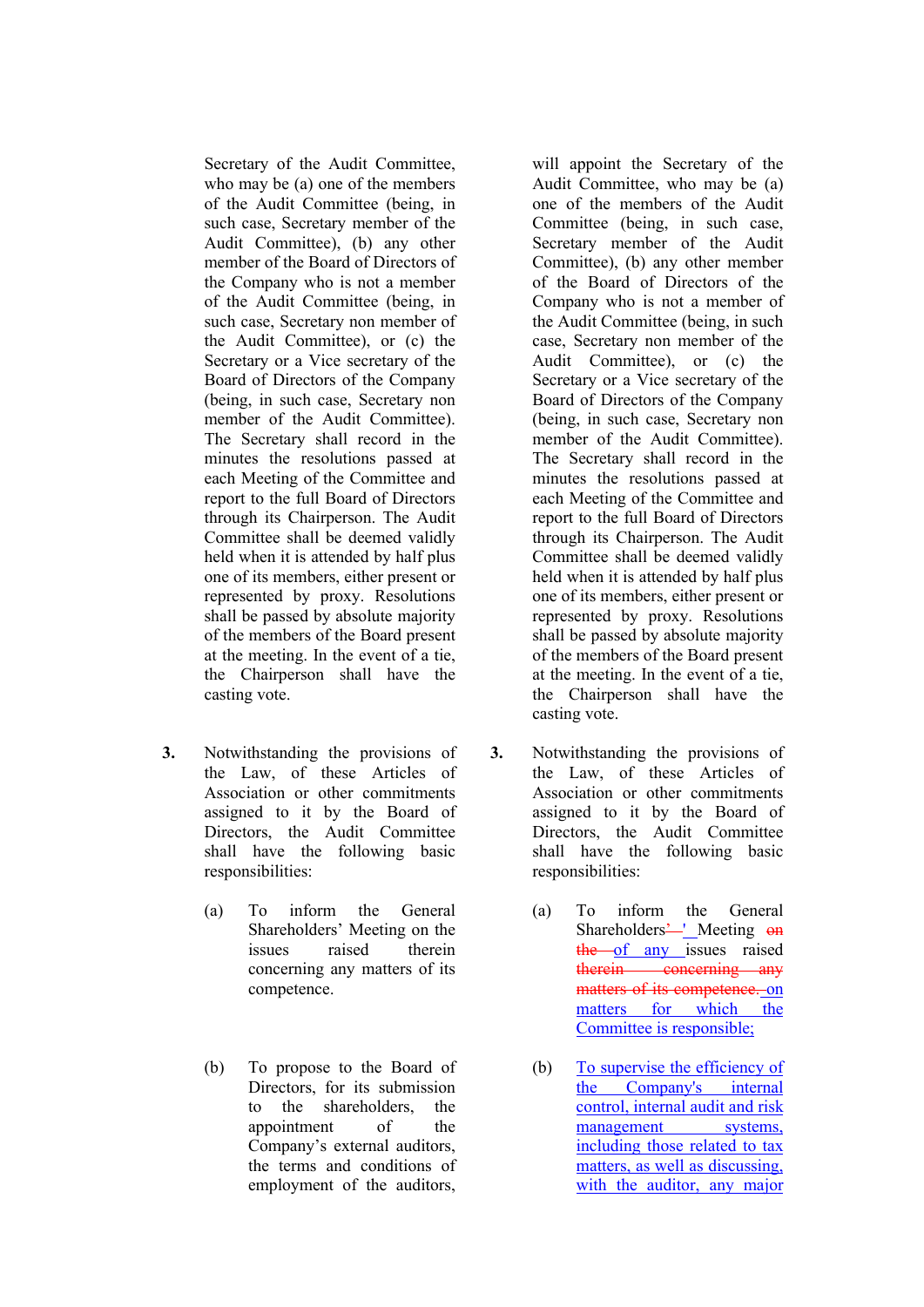| | |
|---|---|
| Secretary of the Audit Committee, who may be (a) one of the members of the Audit Committee (being, in such case, Secretary member of the Audit Committee), (b) any other member of the Board of Directors of the Company who is not a member of the Audit Committee (being, in such case, Secretary non member of the Audit Committee), or (c) the Secretary or a Vice secretary of the Board of Directors of the Company (being, in such case, Secretary non member of the Audit Committee). The Secretary shall record in the minutes the resolutions passed at each Meeting of the Committee and report to the full Board of Directors through its Chairperson. The Audit Committee shall be deemed validly held when it is attended by half plus one of its members, either present or represented by proxy. Resolutions shall be passed by absolute majority of the members of the Board present at the meeting. In the event of a tie, the Chairperson shall have the casting vote. | will appoint the Secretary of the Audit Committee, who may be (a) one of the members of the Audit Committee (being, in such case, Secretary member of the Audit Committee), (b) any other member of the Board of Directors of the Company who is not a member of the Audit Committee (being, in such case, Secretary non member of the Audit Committee), or (c) the Secretary or a Vice secretary of the Board of Directors of the Company (being, in such case, Secretary non member of the Audit Committee). The Secretary shall record in the minutes the resolutions passed at each Meeting of the Committee and report to the full Board of Directors through its Chairperson. The Audit Committee shall be deemed validly held when it is attended by half plus one of its members, either present or represented by proxy. Resolutions shall be passed by absolute majority of the members of the Board present at the meeting. In the event of a tie, the Chairperson shall have the casting vote. |
| **3.** Notwithstanding the provisions of the Law, of these Articles of Association or other commitments assigned to it by the Board of Directors, the Audit Committee shall have the following basic responsibilities: | **3.** Notwithstanding the provisions of the Law, of these Articles of Association or other commitments assigned to it by the Board of Directors, the Audit Committee shall have the following basic responsibilities: |
| (a) To inform the General Shareholders' Meeting on the issues raised therein concerning any matters of its competence. | (a) To inform the General Shareholders~~'~~' Meeting ~~on the~~ of any issues raised ~~therein concerning any matters of its competence.~~ on matters for which the Committee is responsible; |
| (b) To propose to the Board of Directors, for its submission to the shareholders, the appointment of the Company's external auditors, the terms and conditions of employment of the auditors, | (b) To supervise the efficiency of the Company's internal control, internal audit and risk management systems, including those related to tax matters, as well as discussing, with the auditor, any major |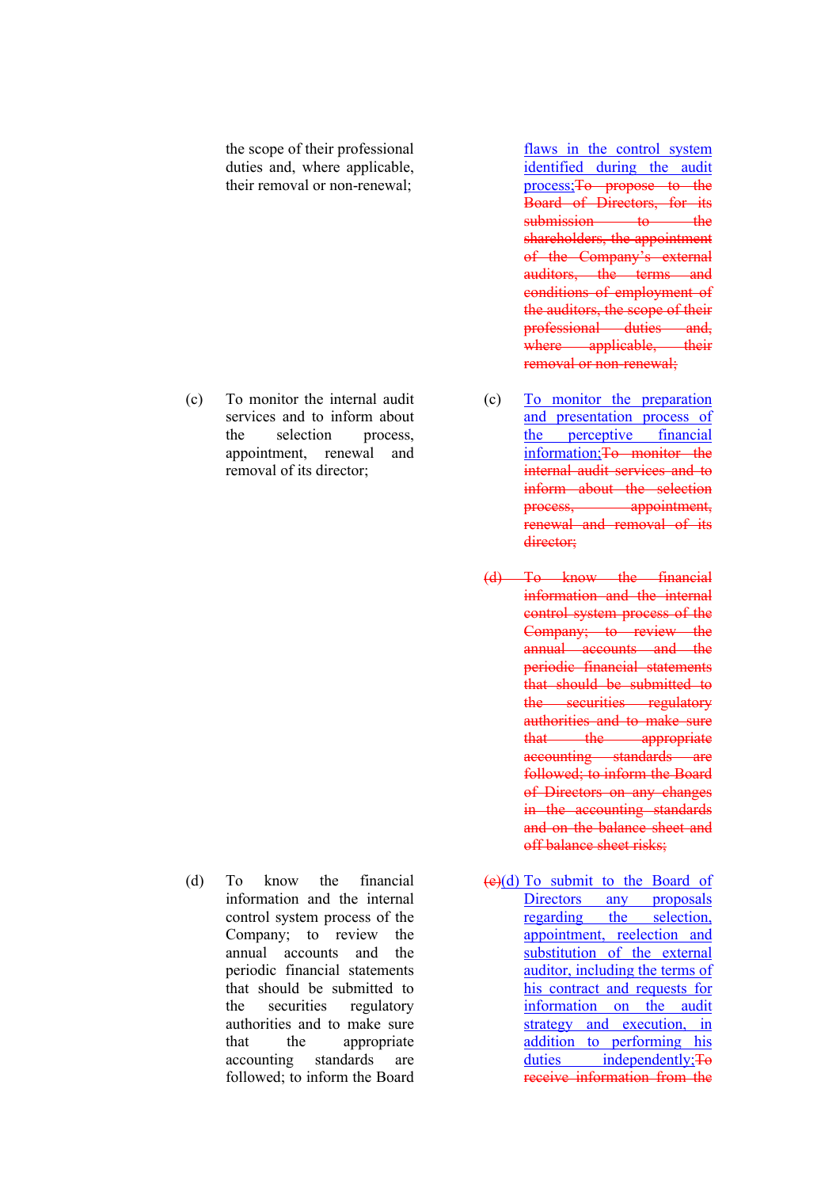| Current text | Proposed text |
|---|---|
| the scope of their professional duties and, where applicable, their removal or non-renewal; | flaws in the control system identified during the audit process;~~To propose to the Board of Directors, for its submission to the shareholders, the appointment of the Company's external auditors, the terms and conditions of employment of the auditors, the scope of their professional duties and, where applicable, their removal or non-renewal;~~ |
| (c) To monitor the internal audit services and to inform about the selection process, appointment, renewal and removal of its director; | (c) To monitor the preparation and presentation process of the perceptive financial information;~~To monitor the internal audit services and to inform about the selection process, appointment, renewal and removal of its director;~~ |
| | ~~(d) To know the financial information and the internal control system process of the Company; to review the annual accounts and the periodic financial statements that should be submitted to the securities regulatory authorities and to make sure that the appropriate accounting standards are followed; to inform the Board of Directors on any changes in the accounting standards and on the balance sheet and off balance sheet risks;~~ |
| (d) To know the financial information and the internal control system process of the Company; to review the annual accounts and the periodic financial statements that should be submitted to the securities regulatory authorities and to make sure that the appropriate accounting standards are followed; to inform the Board | ~~(e)~~(d) To submit to the Board of Directors any proposals regarding the selection, appointment, reelection and substitution of the external auditor, including the terms of his contract and requests for information on the audit strategy and execution, in addition to performing his duties independently;~~To receive information from the~~ |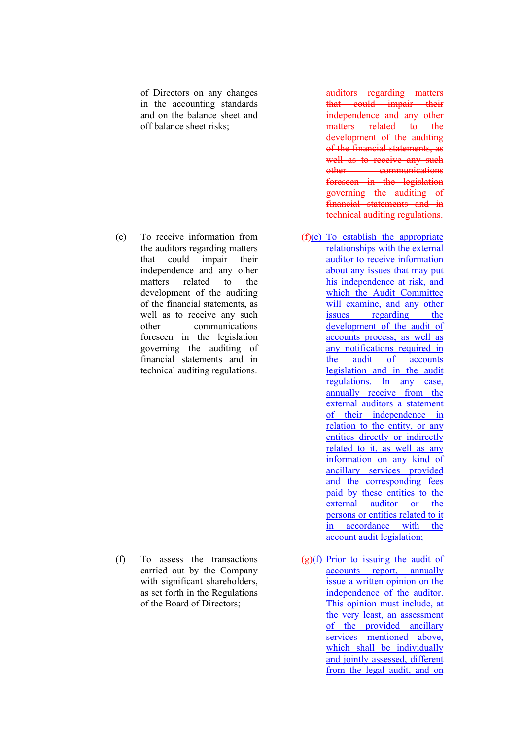| | |
|---|---|
| of Directors on any changes in the accounting standards and on the balance sheet and off balance sheet risks; | ~~auditors regarding matters that could impair their independence and any other matters related to the development of the auditing of the financial statements, as well as to receive any such other communications foreseen in the legislation governing the auditing of financial statements and in technical auditing regulations.~~ |
| (e) To receive information from the auditors regarding matters that could impair their independence and any other matters related to the development of the auditing of the financial statements, as well as to receive any such other communications foreseen in the legislation governing the auditing of financial statements and in technical auditing regulations. | ~~(f)~~(e) To establish the appropriate relationships with the external auditor to receive information about any issues that may put his independence at risk, and which the Audit Committee will examine, and any other issues regarding the development of the audit of accounts process, as well as any notifications required in the audit of accounts legislation and in the audit regulations. In any case, annually receive from the external auditors a statement of their independence in relation to the entity, or any entities directly or indirectly related to it, as well as any information on any kind of ancillary services provided and the corresponding fees paid by these entities to the external auditor or the persons or entities related to it in accordance with the account audit legislation; |
| (f) To assess the transactions carried out by the Company with significant shareholders, as set forth in the Regulations of the Board of Directors; | ~~(g)~~(f) Prior to issuing the audit of accounts report, annually issue a written opinion on the independence of the auditor. This opinion must include, at the very least, an assessment of the provided ancillary services mentioned above, which shall be individually and jointly assessed, different from the legal audit, and on |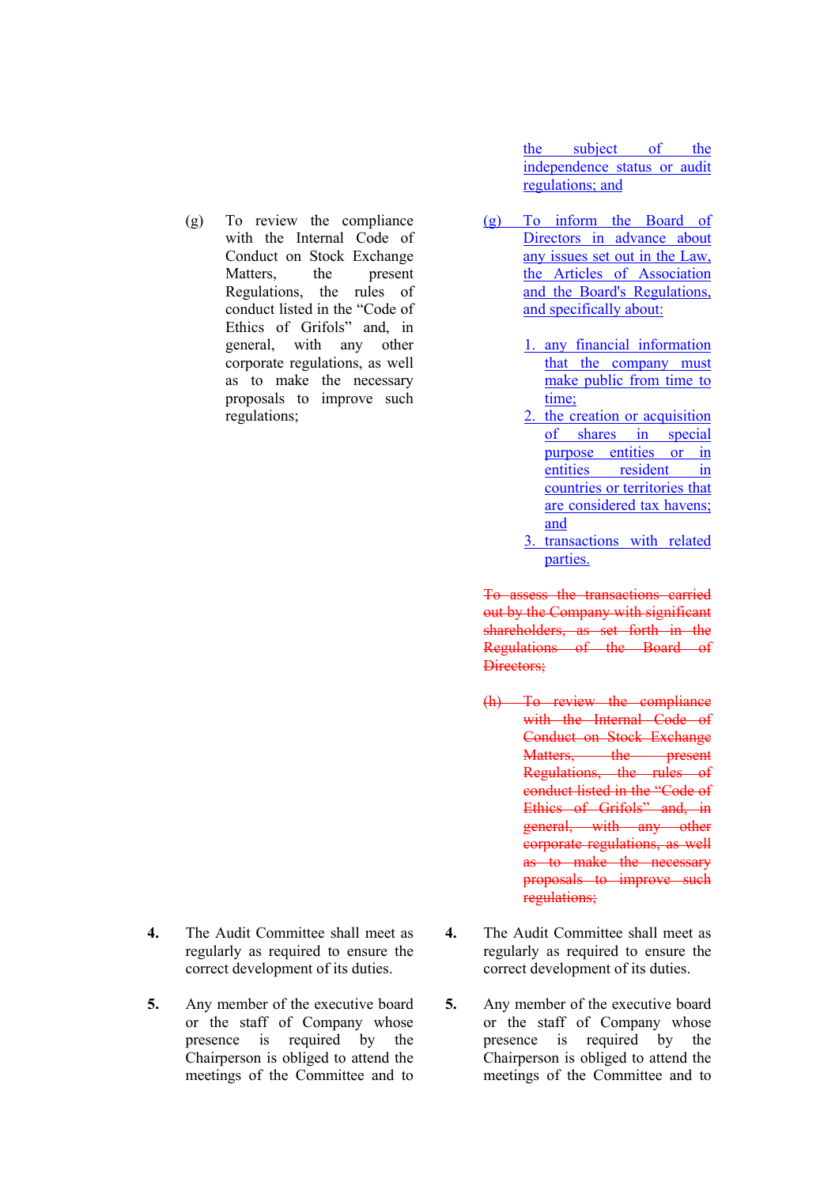| | |
|---|---|
| | the subject of the independence status or audit regulations; and |
| (g) To review the compliance with the Internal Code of Conduct on Stock Exchange Matters, the present Regulations, the rules of conduct listed in the "Code of Ethics of Grifols" and, in general, with any other corporate regulations, as well as to make the necessary proposals to improve such regulations; | (g) To inform the Board of Directors in advance about any issues set out in the Law, the Articles of Association and the Board's Regulations, and specifically about:<br>1. any financial information that the company must make public from time to time;<br>2. the creation or acquisition of shares in special purpose entities or in entities resident in countries or territories that are considered tax havens; and<br>3. transactions with related parties.<br><br>~~To assess the transactions carried out by the Company with significant shareholders, as set forth in the Regulations of the Board of Directors;~~<br><br>~~(h) To review the compliance with the Internal Code of Conduct on Stock Exchange Matters, the present Regulations, the rules of conduct listed in the "Code of Ethics of Grifols" and, in general, with any other corporate regulations, as well as to make the necessary proposals to improve such regulations;~~ |
| **4.** The Audit Committee shall meet as regularly as required to ensure the correct development of its duties. | **4.** The Audit Committee shall meet as regularly as required to ensure the correct development of its duties. |
| **5.** Any member of the executive board or the staff of Company whose presence is required by the Chairperson is obliged to attend the meetings of the Committee and to | **5.** Any member of the executive board or the staff of Company whose presence is required by the Chairperson is obliged to attend the meetings of the Committee and to |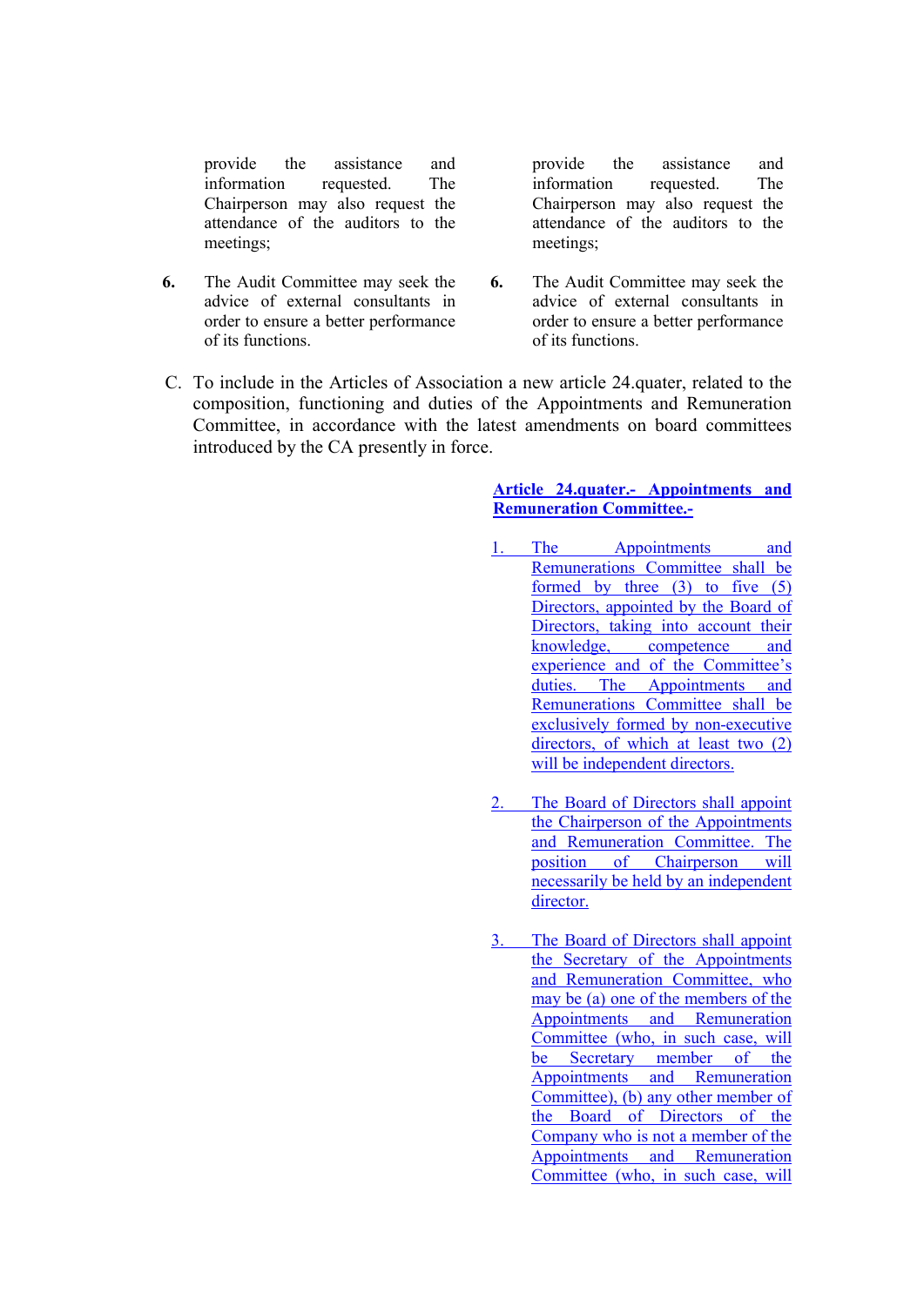| | |
|---|---|
| provide the assistance and information requested. The Chairperson may also request the attendance of the auditors to the meetings; | provide the assistance and information requested. The Chairperson may also request the attendance of the auditors to the meetings; |
| **6.** The Audit Committee may seek the advice of external consultants in order to ensure a better performance of its functions. | **6.** The Audit Committee may seek the advice of external consultants in order to ensure a better performance of its functions. |

C. To include in the Articles of Association a new article 24.quater, related to the composition, functioning and duties of the Appointments and Remuneration Committee, in accordance with the latest amendments on board committees introduced by the CA presently in force.

| | |
|---|---|
| | <u>**Article 24.quater.- Appointments and Remuneration Committee.-**</u> |
| | <u>1. The Appointments and Remunerations Committee shall be formed by three (3) to five (5) Directors, appointed by the Board of Directors, taking into account their knowledge, competence and experience and of the Committee's duties. The Appointments and Remunerations Committee shall be exclusively formed by non-executive directors, of which at least two (2) will be independent directors.</u> |
| | <u>2. The Board of Directors shall appoint the Chairperson of the Appointments and Remuneration Committee. The position of Chairperson will necessarily be held by an independent director.</u> |
| | <u>3. The Board of Directors shall appoint the Secretary of the Appointments and Remuneration Committee, who may be (a) one of the members of the Appointments and Remuneration Committee (who, in such case, will be Secretary member of the Appointments and Remuneration Committee), (b) any other member of the Board of Directors of the Company who is not a member of the Appointments and Remuneration Committee (who, in such case, will</u> |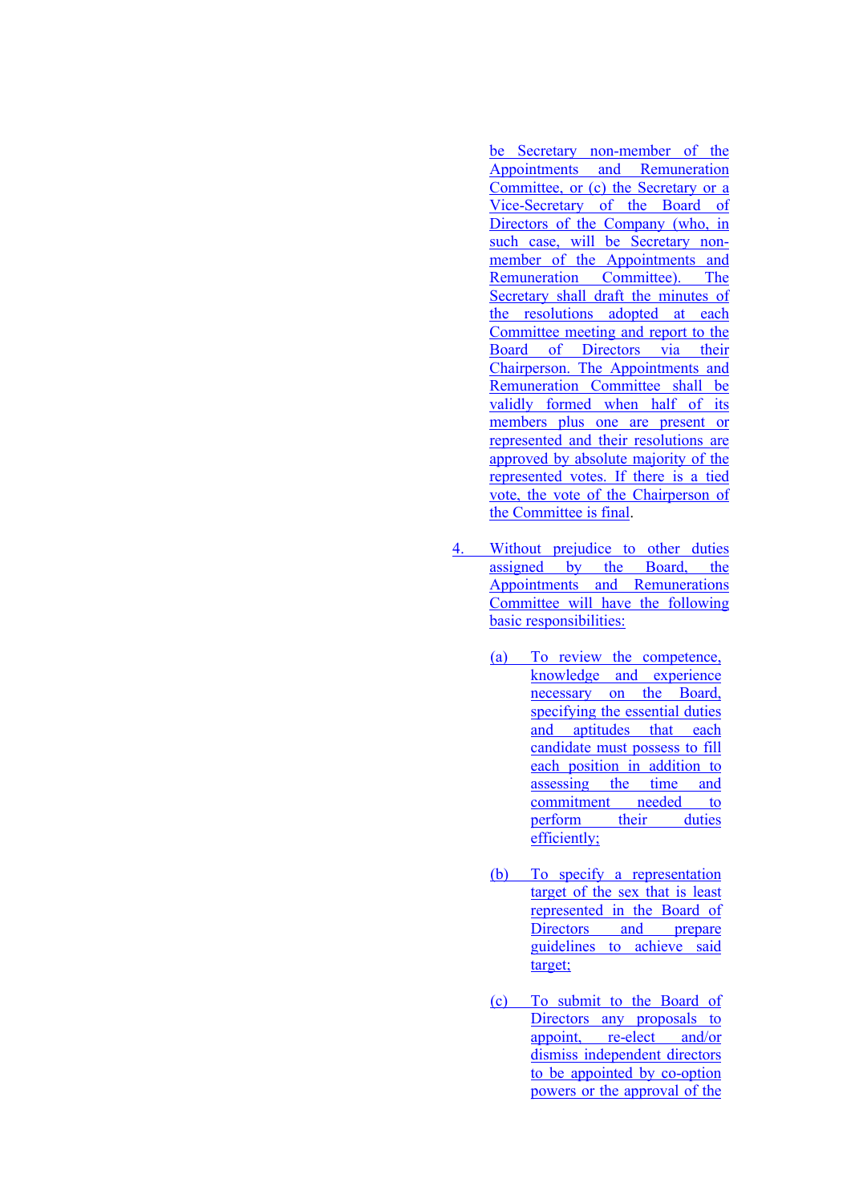be Secretary non-member of the Appointments and Remuneration Committee, or (c) the Secretary or a Vice-Secretary of the Board of Directors of the Company (who, in such case, will be Secretary non-member of the Appointments and Remuneration Committee). The Secretary shall draft the minutes of the resolutions adopted at each Committee meeting and report to the Board of Directors via their Chairperson. The Appointments and Remuneration Committee shall be validly formed when half of its members plus one are present or represented and their resolutions are approved by absolute majority of the represented votes. If there is a tied vote, the vote of the Chairperson of the Committee is final.

4. Without prejudice to other duties assigned by the Board, the Appointments and Remunerations Committee will have the following basic responsibilities:

   (a) To review the competence, knowledge and experience necessary on the Board, specifying the essential duties and aptitudes that each candidate must possess to fill each position in addition to assessing the time and commitment needed to perform their duties efficiently;

   (b) To specify a representation target of the sex that is least represented in the Board of Directors and prepare guidelines to achieve said target;

   (c) To submit to the Board of Directors any proposals to appoint, re-elect and/or dismiss independent directors to be appointed by co-option powers or the approval of the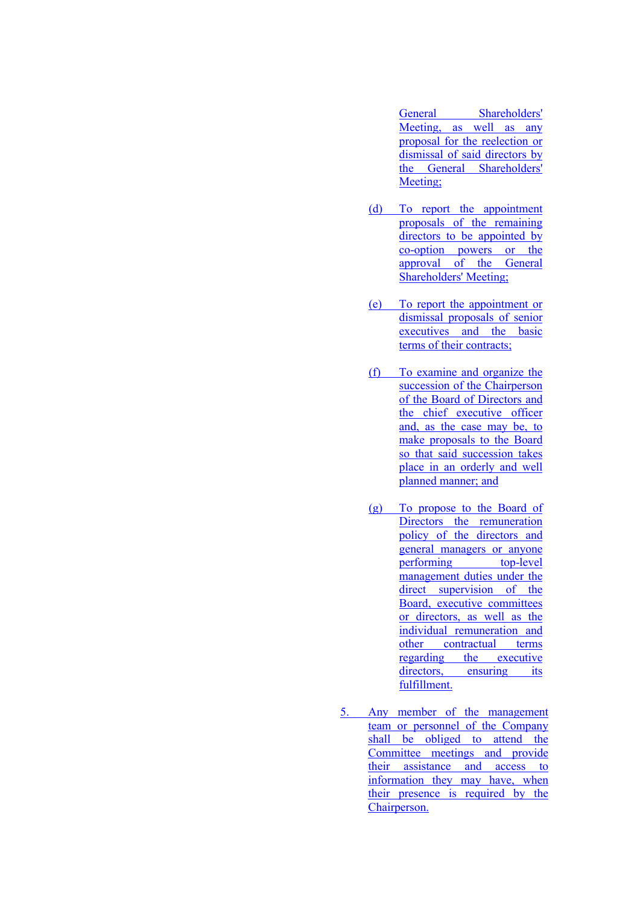General Shareholders' Meeting, as well as any proposal for the reelection or dismissal of said directors by the General Shareholders' Meeting;

(d) To report the appointment proposals of the remaining directors to be appointed by co-option powers or the approval of the General Shareholders' Meeting;

(e) To report the appointment or dismissal proposals of senior executives and the basic terms of their contracts;

(f) To examine and organize the succession of the Chairperson of the Board of Directors and the chief executive officer and, as the case may be, to make proposals to the Board so that said succession takes place in an orderly and well planned manner; and

(g) To propose to the Board of Directors the remuneration policy of the directors and general managers or anyone performing top-level management duties under the direct supervision of the Board, executive committees or directors, as well as the individual remuneration and other contractual terms regarding the executive directors, ensuring its fulfillment.

5. Any member of the management team or personnel of the Company shall be obliged to attend the Committee meetings and provide their assistance and access to information they may have, when their presence is required by the Chairperson.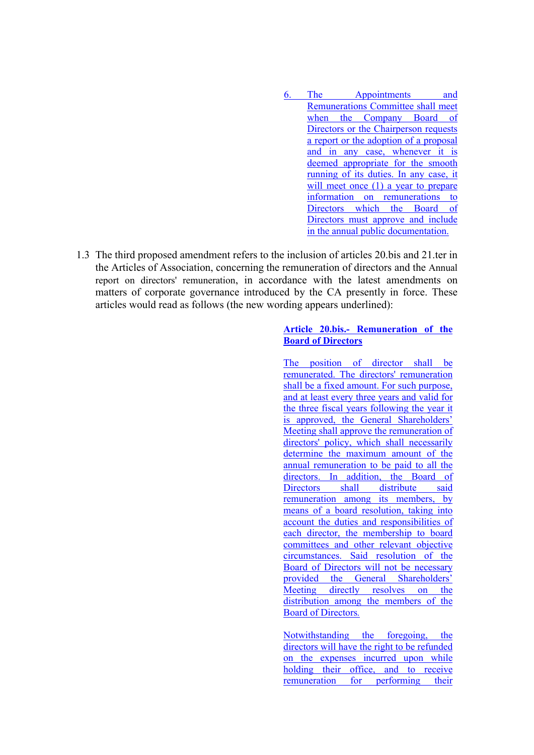<u>6. The Appointments and Remunerations Committee shall meet when the Company Board of Directors or the Chairperson requests a report or the adoption of a proposal and in any case, whenever it is deemed appropriate for the smooth running of its duties. In any case, it will meet once (1) a year to prepare information on remunerations to Directors which the Board of Directors must approve and include in the annual public documentation.</u>

1.3 The third proposed amendment refers to the inclusion of articles 20.bis and 21.ter in the Articles of Association, concerning the remuneration of directors and the Annual report on directors' remuneration, in accordance with the latest amendments on matters of corporate governance introduced by the CA presently in force. These articles would read as follows (the new wording appears underlined):

<u>**Article 20.bis.- Remuneration of the Board of Directors**</u>

<u>The position of director shall be remunerated. The directors' remuneration shall be a fixed amount. For such purpose, and at least every three years and valid for the three fiscal years following the year it is approved, the General Shareholders' Meeting shall approve the remuneration of directors' policy, which shall necessarily determine the maximum amount of the annual remuneration to be paid to all the directors. In addition, the Board of Directors shall distribute said remuneration among its members, by means of a board resolution, taking into account the duties and responsibilities of each director, the membership to board committees and other relevant objective circumstances. Said resolution of the Board of Directors will not be necessary provided the General Shareholders' Meeting directly resolves on the distribution among the members of the Board of Directors.</u>

<u>Notwithstanding the foregoing, the directors will have the right to be refunded on the expenses incurred upon while holding their office, and to receive remuneration for performing their</u>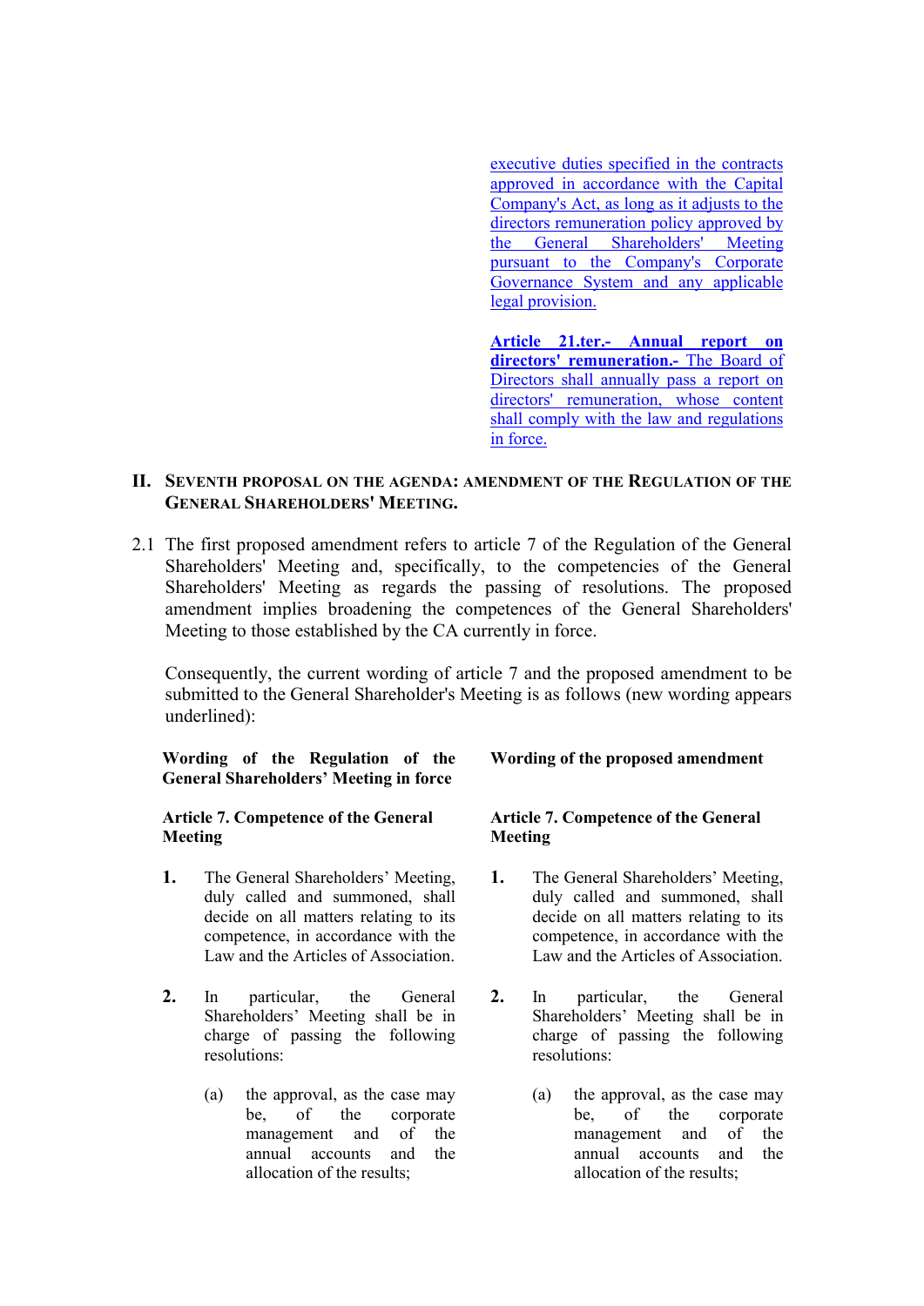| | |
|---|---|
| | <u>executive duties specified in the contracts approved in accordance with the Capital Company's Act, as long as it adjusts to the directors remuneration policy approved by the General Shareholders' Meeting pursuant to the Company's Corporate Governance System and any applicable legal provision.</u> |
| | <u>**Article 21.ter.- Annual report on directors' remuneration.-** The Board of Directors shall annually pass a report on directors' remuneration, whose content shall comply with the law and regulations in force.</u> |

## II. SEVENTH PROPOSAL ON THE AGENDA: AMENDMENT OF THE REGULATION OF THE GENERAL SHAREHOLDERS' MEETING.

2.1 The first proposed amendment refers to article 7 of the Regulation of the General Shareholders' Meeting and, specifically, to the competencies of the General Shareholders' Meeting as regards the passing of resolutions. The proposed amendment implies broadening the competences of the General Shareholders' Meeting to those established by the CA currently in force.

Consequently, the current wording of article 7 and the proposed amendment to be submitted to the General Shareholder's Meeting is as follows (new wording appears underlined):

| Wording of the Regulation of the General Shareholders' Meeting in force | Wording of the proposed amendment |
|---|---|
| **Article 7. Competence of the General Meeting** | **Article 7. Competence of the General Meeting** |
| **1.** The General Shareholders' Meeting, duly called and summoned, shall decide on all matters relating to its competence, in accordance with the Law and the Articles of Association. | **1.** The General Shareholders' Meeting, duly called and summoned, shall decide on all matters relating to its competence, in accordance with the Law and the Articles of Association. |
| **2.** In particular, the General Shareholders' Meeting shall be in charge of passing the following resolutions: | **2.** In particular, the General Shareholders' Meeting shall be in charge of passing the following resolutions: |
| (a) the approval, as the case may be, of the corporate management and of the annual accounts and the allocation of the results; | (a) the approval, as the case may be, of the corporate management and of the annual accounts and the allocation of the results; |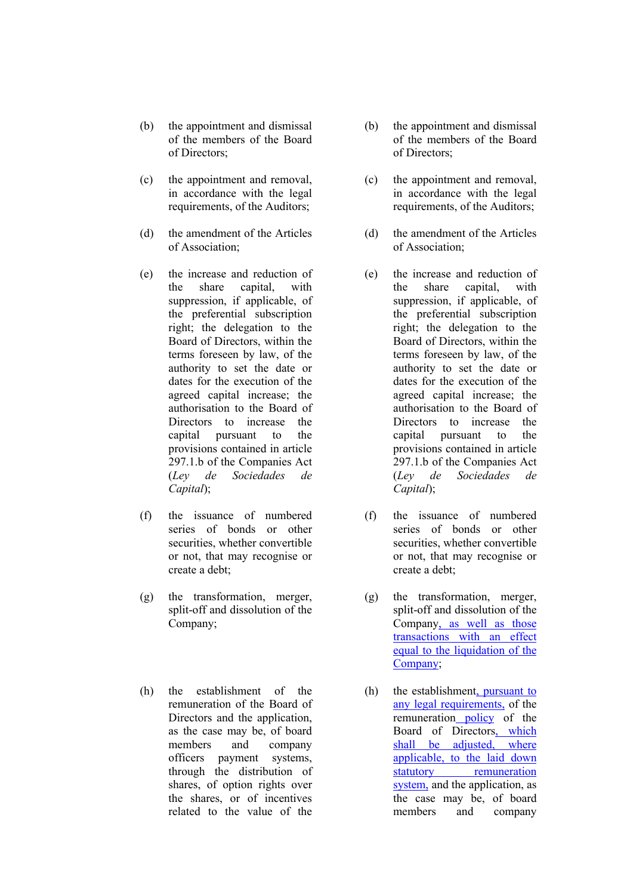| | |
|---|---|
| (b) the appointment and dismissal of the members of the Board of Directors; | (b) the appointment and dismissal of the members of the Board of Directors; |
| (c) the appointment and removal, in accordance with the legal requirements, of the Auditors; | (c) the appointment and removal, in accordance with the legal requirements, of the Auditors; |
| (d) the amendment of the Articles of Association; | (d) the amendment of the Articles of Association; |
| (e) the increase and reduction of the share capital, with suppression, if applicable, of the preferential subscription right; the delegation to the Board of Directors, within the terms foreseen by law, of the authority to set the date or dates for the execution of the agreed capital increase; the authorisation to the Board of Directors to increase the capital pursuant to the provisions contained in article 297.1.b of the Companies Act (*Ley de Sociedades de Capital*); | (e) the increase and reduction of the share capital, with suppression, if applicable, of the preferential subscription right; the delegation to the Board of Directors, within the terms foreseen by law, of the authority to set the date or dates for the execution of the agreed capital increase; the authorisation to the Board of Directors to increase the capital pursuant to the provisions contained in article 297.1.b of the Companies Act (*Ley de Sociedades de Capital*); |
| (f) the issuance of numbered series of bonds or other securities, whether convertible or not, that may recognise or create a debt; | (f) the issuance of numbered series of bonds or other securities, whether convertible or not, that may recognise or create a debt; |
| (g) the transformation, merger, split-off and dissolution of the Company; | (g) the transformation, merger, split-off and dissolution of the Company<u>, as well as those transactions with an effect equal to the liquidation of the Company</u>; |
| (h) the establishment of the remuneration of the Board of Directors and the application, as the case may be, of board members and company officers payment systems, through the distribution of shares, of option rights over the shares, or of incentives related to the value of the | (h) the establishment<u>, pursuant to any legal requirements,</u> of the remuneration<u> policy</u> of the Board of Directors<u>, which shall be adjusted, where applicable, to the laid down statutory remuneration system,</u> and the application, as the case may be, of board members and company |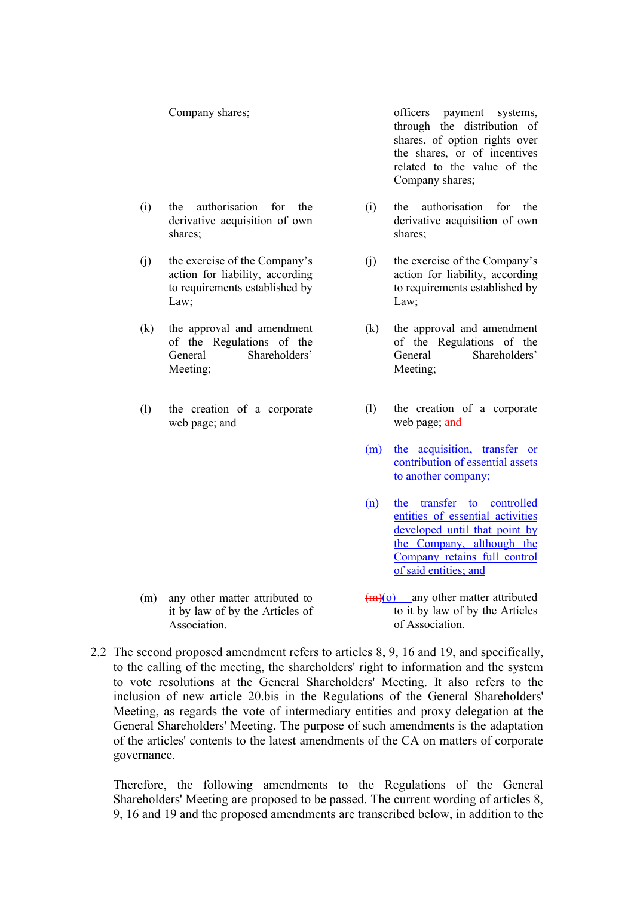| | |
|---|---|
| Company shares; | officers payment systems, through the distribution of shares, of option rights over the shares, or of incentives related to the value of the Company shares; |
| (i) the authorisation for the derivative acquisition of own shares; | (i) the authorisation for the derivative acquisition of own shares; |
| (j) the exercise of the Company's action for liability, according to requirements established by Law; | (j) the exercise of the Company's action for liability, according to requirements established by Law; |
| (k) the approval and amendment of the Regulations of the General Shareholders' Meeting; | (k) the approval and amendment of the Regulations of the General Shareholders' Meeting; |
| (l) the creation of a corporate web page; and | (l) the creation of a corporate web page; ~~and~~ |
| | (m) the acquisition, transfer or contribution of essential assets to another company; |
| | (n) the transfer to controlled entities of essential activities developed until that point by the Company, although the Company retains full control of said entities; and |
| (m) any other matter attributed to it by law of by the Articles of Association. | ~~(m)~~(o) any other matter attributed to it by law of by the Articles of Association. |

2.2 The second proposed amendment refers to articles 8, 9, 16 and 19, and specifically, to the calling of the meeting, the shareholders' right to information and the system to vote resolutions at the General Shareholders' Meeting. It also refers to the inclusion of new article 20.bis in the Regulations of the General Shareholders' Meeting, as regards the vote of intermediary entities and proxy delegation at the General Shareholders' Meeting. The purpose of such amendments is the adaptation of the articles' contents to the latest amendments of the CA on matters of corporate governance.

Therefore, the following amendments to the Regulations of the General Shareholders' Meeting are proposed to be passed. The current wording of articles 8, 9, 16 and 19 and the proposed amendments are transcribed below, in addition to the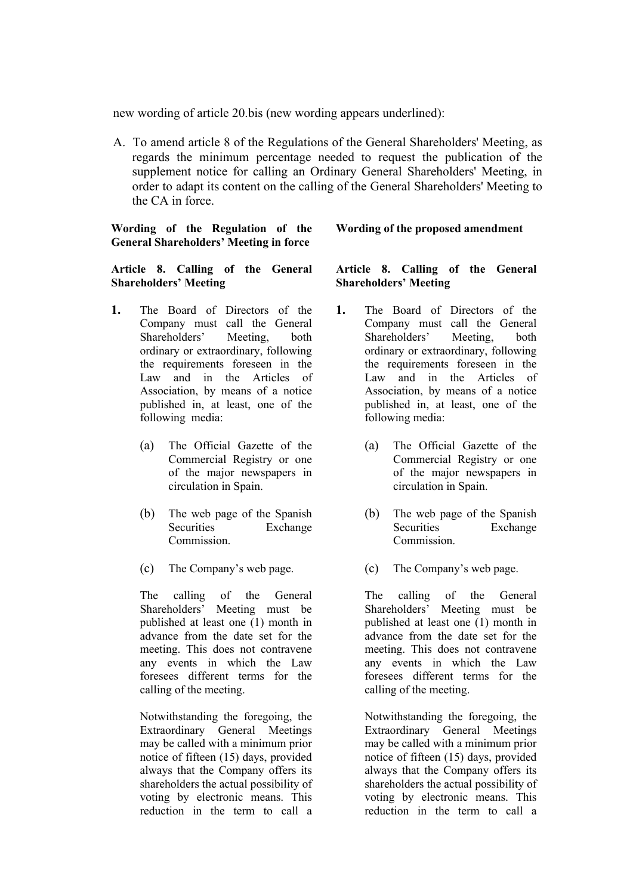new wording of article 20.bis (new wording appears underlined):

A. To amend article 8 of the Regulations of the General Shareholders' Meeting, as regards the minimum percentage needed to request the publication of the supplement notice for calling an Ordinary General Shareholders' Meeting, in order to adapt its content on the calling of the General Shareholders' Meeting to the CA in force.

| **Wording of the Regulation of the General Shareholders' Meeting in force** | **Wording of the proposed amendment** |
|---|---|
| **Article 8. Calling of the General Shareholders' Meeting** | **Article 8. Calling of the General Shareholders' Meeting** |
| **1.** The Board of Directors of the Company must call the General Shareholders' Meeting, both ordinary or extraordinary, following the requirements foreseen in the Law and in the Articles of Association, by means of a notice published in, at least, one of the following media: | **1.** The Board of Directors of the Company must call the General Shareholders' Meeting, both ordinary or extraordinary, following the requirements foreseen in the Law and in the Articles of Association, by means of a notice published in, at least, one of the following media: |
| (a) The Official Gazette of the Commercial Registry or one of the major newspapers in circulation in Spain. | (a) The Official Gazette of the Commercial Registry or one of the major newspapers in circulation in Spain. |
| (b) The web page of the Spanish Securities Exchange Commission. | (b) The web page of the Spanish Securities Exchange Commission. |
| (c) The Company's web page. | (c) The Company's web page. |
| The calling of the General Shareholders' Meeting must be published at least one (1) month in advance from the date set for the meeting. This does not contravene any events in which the Law foresees different terms for the calling of the meeting. | The calling of the General Shareholders' Meeting must be published at least one (1) month in advance from the date set for the meeting. This does not contravene any events in which the Law foresees different terms for the calling of the meeting. |
| Notwithstanding the foregoing, the Extraordinary General Meetings may be called with a minimum prior notice of fifteen (15) days, provided always that the Company offers its shareholders the actual possibility of voting by electronic means. This reduction in the term to call a | Notwithstanding the foregoing, the Extraordinary General Meetings may be called with a minimum prior notice of fifteen (15) days, provided always that the Company offers its shareholders the actual possibility of voting by electronic means. This reduction in the term to call a |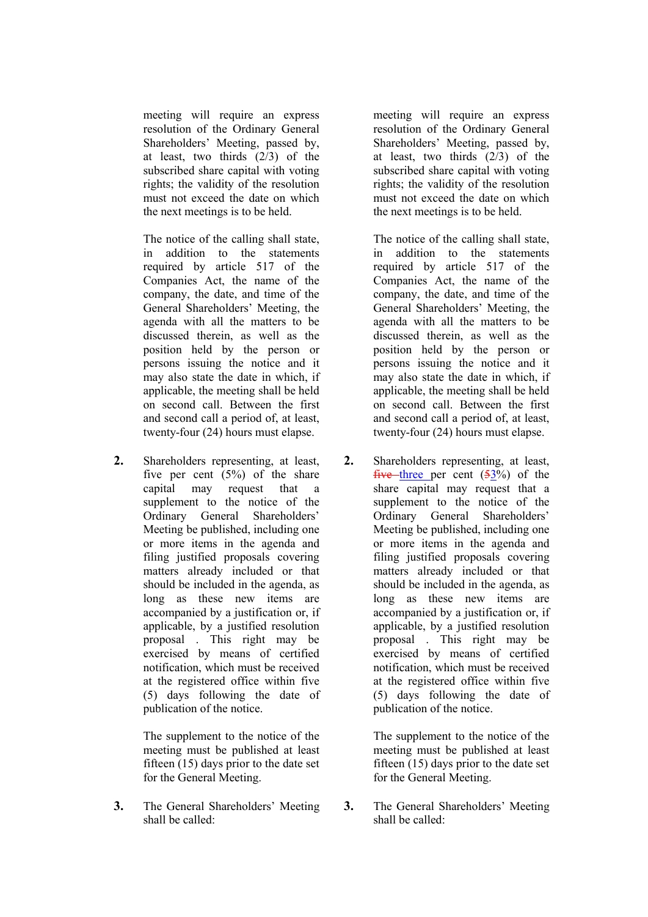| | |
|---|---|
| meeting will require an express resolution of the Ordinary General Shareholders' Meeting, passed by, at least, two thirds (2/3) of the subscribed share capital with voting rights; the validity of the resolution must not exceed the date on which the next meetings is to be held. | meeting will require an express resolution of the Ordinary General Shareholders' Meeting, passed by, at least, two thirds (2/3) of the subscribed share capital with voting rights; the validity of the resolution must not exceed the date on which the next meetings is to be held. |
| The notice of the calling shall state, in addition to the statements required by article 517 of the Companies Act, the name of the company, the date, and time of the General Shareholders' Meeting, the agenda with all the matters to be discussed therein, as well as the position held by the person or persons issuing the notice and it may also state the date in which, if applicable, the meeting shall be held on second call. Between the first and second call a period of, at least, twenty-four (24) hours must elapse. | The notice of the calling shall state, in addition to the statements required by article 517 of the Companies Act, the name of the company, the date, and time of the General Shareholders' Meeting, the agenda with all the matters to be discussed therein, as well as the position held by the person or persons issuing the notice and it may also state the date in which, if applicable, the meeting shall be held on second call. Between the first and second call a period of, at least, twenty-four (24) hours must elapse. |
| **2.** Shareholders representing, at least, five per cent (5%) of the share capital may request that a supplement to the notice of the Ordinary General Shareholders' Meeting be published, including one or more items in the agenda and filing justified proposals covering matters already included or that should be included in the agenda, as long as these new items are accompanied by a justification or, if applicable, by a justified resolution proposal . This right may be exercised by means of certified notification, which must be received at the registered office within five (5) days following the date of publication of the notice. | **2.** Shareholders representing, at least, ~~five~~ three per cent (~~5~~3%) of the share capital may request that a supplement to the notice of the Ordinary General Shareholders' Meeting be published, including one or more items in the agenda and filing justified proposals covering matters already included or that should be included in the agenda, as long as these new items are accompanied by a justification or, if applicable, by a justified resolution proposal . This right may be exercised by means of certified notification, which must be received at the registered office within five (5) days following the date of publication of the notice. |
| The supplement to the notice of the meeting must be published at least fifteen (15) days prior to the date set for the General Meeting. | The supplement to the notice of the meeting must be published at least fifteen (15) days prior to the date set for the General Meeting. |
| **3.** The General Shareholders' Meeting shall be called: | **3.** The General Shareholders' Meeting shall be called: |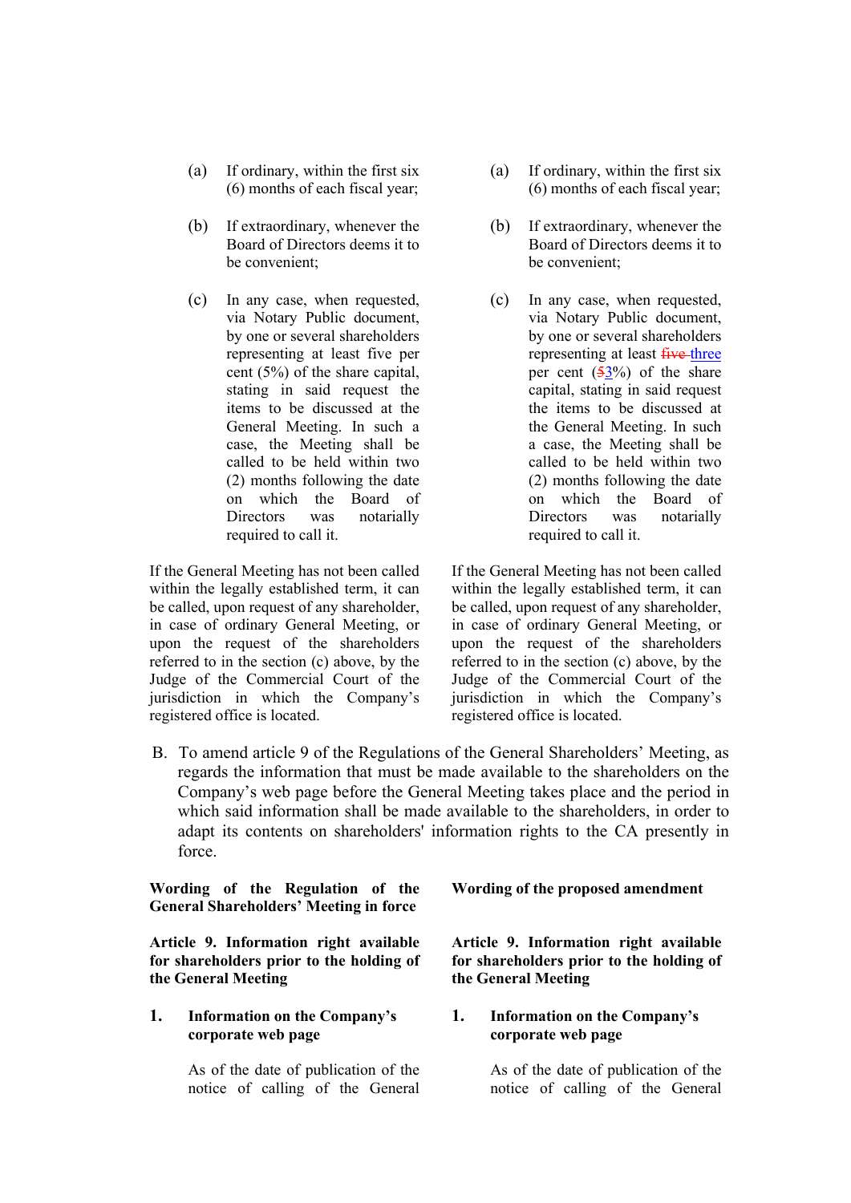| | |
|---|---|
| (a) If ordinary, within the first six (6) months of each fiscal year; | (a) If ordinary, within the first six (6) months of each fiscal year; |
| (b) If extraordinary, whenever the Board of Directors deems it to be convenient; | (b) If extraordinary, whenever the Board of Directors deems it to be convenient; |
| (c) In any case, when requested, via Notary Public document, by one or several shareholders representing at least five per cent (5%) of the share capital, stating in said request the items to be discussed at the General Meeting. In such a case, the Meeting shall be called to be held within two (2) months following the date on which the Board of Directors was notarially required to call it. | (c) In any case, when requested, via Notary Public document, by one or several shareholders representing at least ~~five~~ three per cent (~~5~~3%) of the share capital, stating in said request the items to be discussed at the General Meeting. In such a case, the Meeting shall be called to be held within two (2) months following the date on which the Board of Directors was notarially required to call it. |
| If the General Meeting has not been called within the legally established term, it can be called, upon request of any shareholder, in case of ordinary General Meeting, or upon the request of the shareholders referred to in the section (c) above, by the Judge of the Commercial Court of the jurisdiction in which the Company's registered office is located. | If the General Meeting has not been called within the legally established term, it can be called, upon request of any shareholder, in case of ordinary General Meeting, or upon the request of the shareholders referred to in the section (c) above, by the Judge of the Commercial Court of the jurisdiction in which the Company's registered office is located. |

B. To amend article 9 of the Regulations of the General Shareholders' Meeting, as regards the information that must be made available to the shareholders on the Company's web page before the General Meeting takes place and the period in which said information shall be made available to the shareholders, in order to adapt its contents on shareholders' information rights to the CA presently in force.

| **Wording of the Regulation of the General Shareholders' Meeting in force** | **Wording of the proposed amendment** |
|---|---|
| **Article 9. Information right available for shareholders prior to the holding of the General Meeting** | **Article 9. Information right available for shareholders prior to the holding of the General Meeting** |
| **1. Information on the Company's corporate web page** | **1. Information on the Company's corporate web page** |
| As of the date of publication of the notice of calling of the General | As of the date of publication of the notice of calling of the General |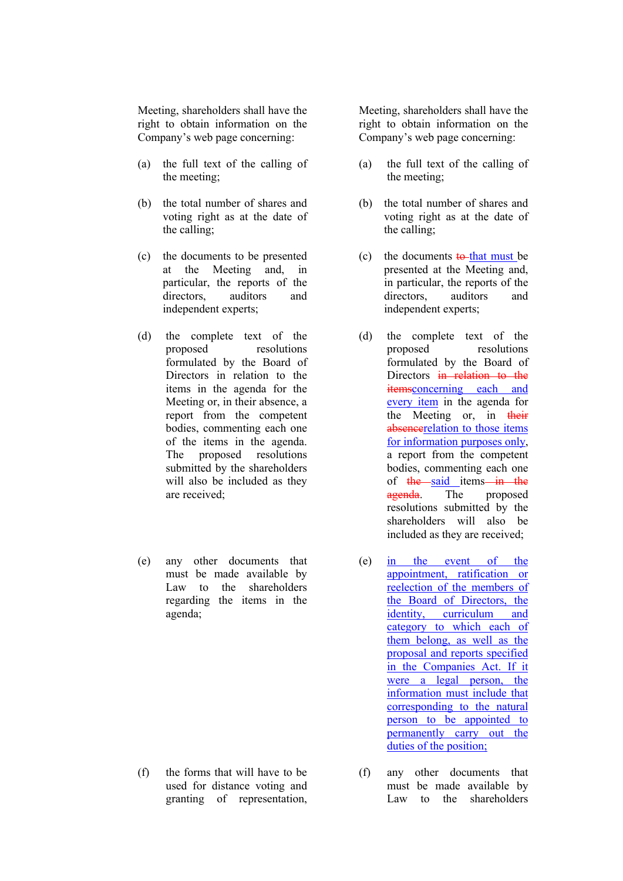| | |
|---|---|
| Meeting, shareholders shall have the right to obtain information on the Company's web page concerning: | Meeting, shareholders shall have the right to obtain information on the Company's web page concerning: |
| (a) the full text of the calling of the meeting; | (a) the full text of the calling of the meeting; |
| (b) the total number of shares and voting right as at the date of the calling; | (b) the total number of shares and voting right as at the date of the calling; |
| (c) the documents to be presented at the Meeting and, in particular, the reports of the directors, auditors and independent experts; | (c) the documents ~~to~~ that must be presented at the Meeting and, in particular, the reports of the directors, auditors and independent experts; |
| (d) the complete text of the proposed resolutions formulated by the Board of Directors in relation to the items in the agenda for the Meeting or, in their absence, a report from the competent bodies, commenting each one of the items in the agenda. The proposed resolutions submitted by the shareholders will also be included as they are received; | (d) the complete text of the proposed resolutions formulated by the Board of Directors ~~in relation to the items~~concerning each and every item in the agenda for the Meeting or, in ~~their absence~~relation to those items for information purposes only, a report from the competent bodies, commenting each one of ~~the~~ said items ~~in the agenda~~. The proposed resolutions submitted by the shareholders will also be included as they are received; |
| (e) any other documents that must be made available by Law to the shareholders regarding the items in the agenda; | (e) in the event of the appointment, ratification or reelection of the members of the Board of Directors, the identity, curriculum and category to which each of them belong, as well as the proposal and reports specified in the Companies Act. If it were a legal person, the information must include that corresponding to the natural person to be appointed to permanently carry out the duties of the position; |
| (f) the forms that will have to be used for distance voting and granting of representation, | (f) any other documents that must be made available by Law to the shareholders |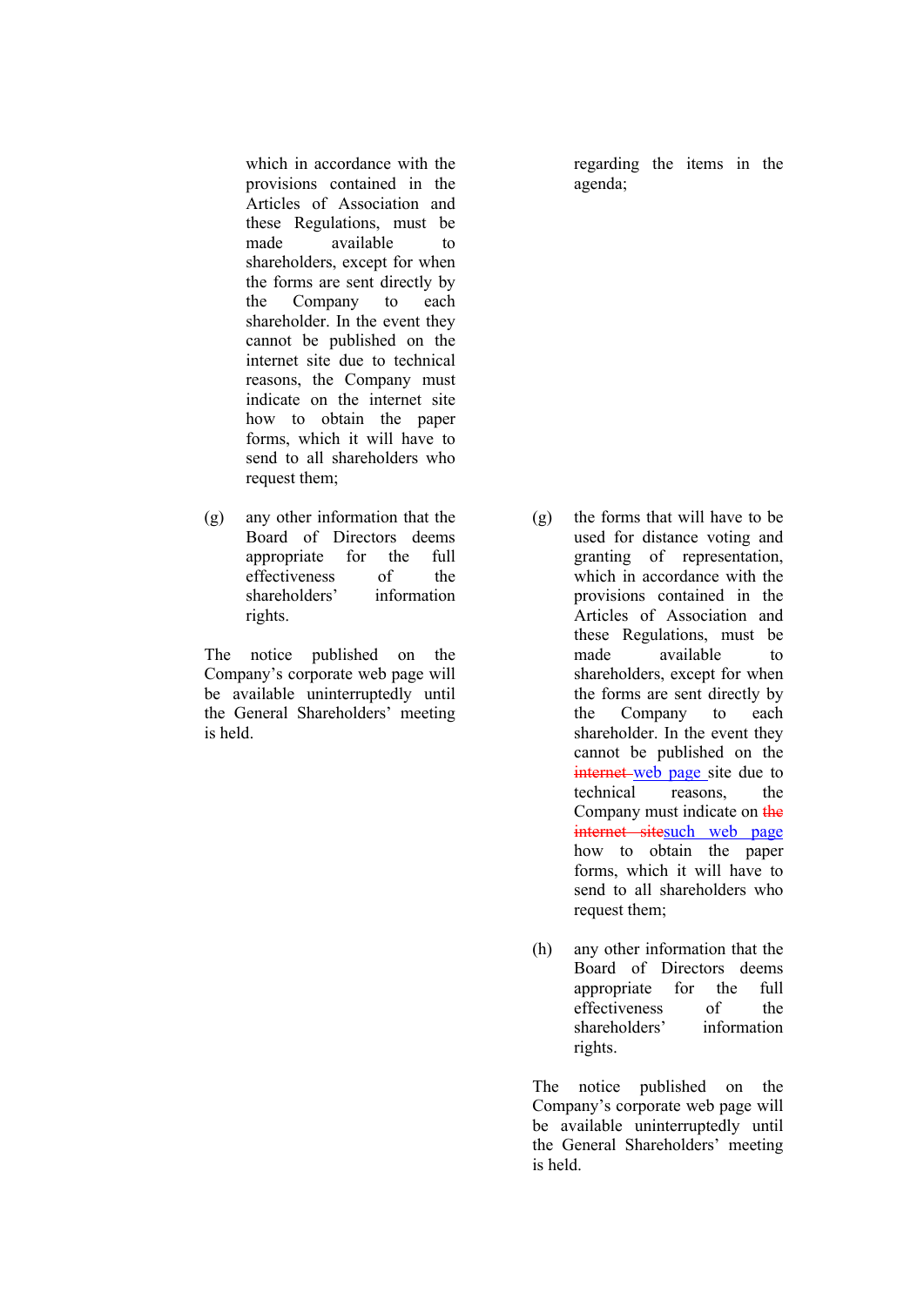| | |
|---|---|
| which in accordance with the provisions contained in the Articles of Association and these Regulations, must be made available to shareholders, except for when the forms are sent directly by the Company to each shareholder. In the event they cannot be published on the internet site due to technical reasons, the Company must indicate on the internet site how to obtain the paper forms, which it will have to send to all shareholders who request them; | regarding the items in the agenda; |
| (g) any other information that the Board of Directors deems appropriate for the full effectiveness of the shareholders' information rights. | (g) the forms that will have to be used for distance voting and granting of representation, which in accordance with the provisions contained in the Articles of Association and these Regulations, must be made available to shareholders, except for when the forms are sent directly by the Company to each shareholder. In the event they cannot be published on the ~~internet~~ web page site due to technical reasons, the Company must indicate on ~~the internet site~~such web page how to obtain the paper forms, which it will have to send to all shareholders who request them; |
| The notice published on the Company's corporate web page will be available uninterruptedly until the General Shareholders' meeting is held. | (h) any other information that the Board of Directors deems appropriate for the full effectiveness of the shareholders' information rights. |
| | The notice published on the Company's corporate web page will be available uninterruptedly until the General Shareholders' meeting is held. |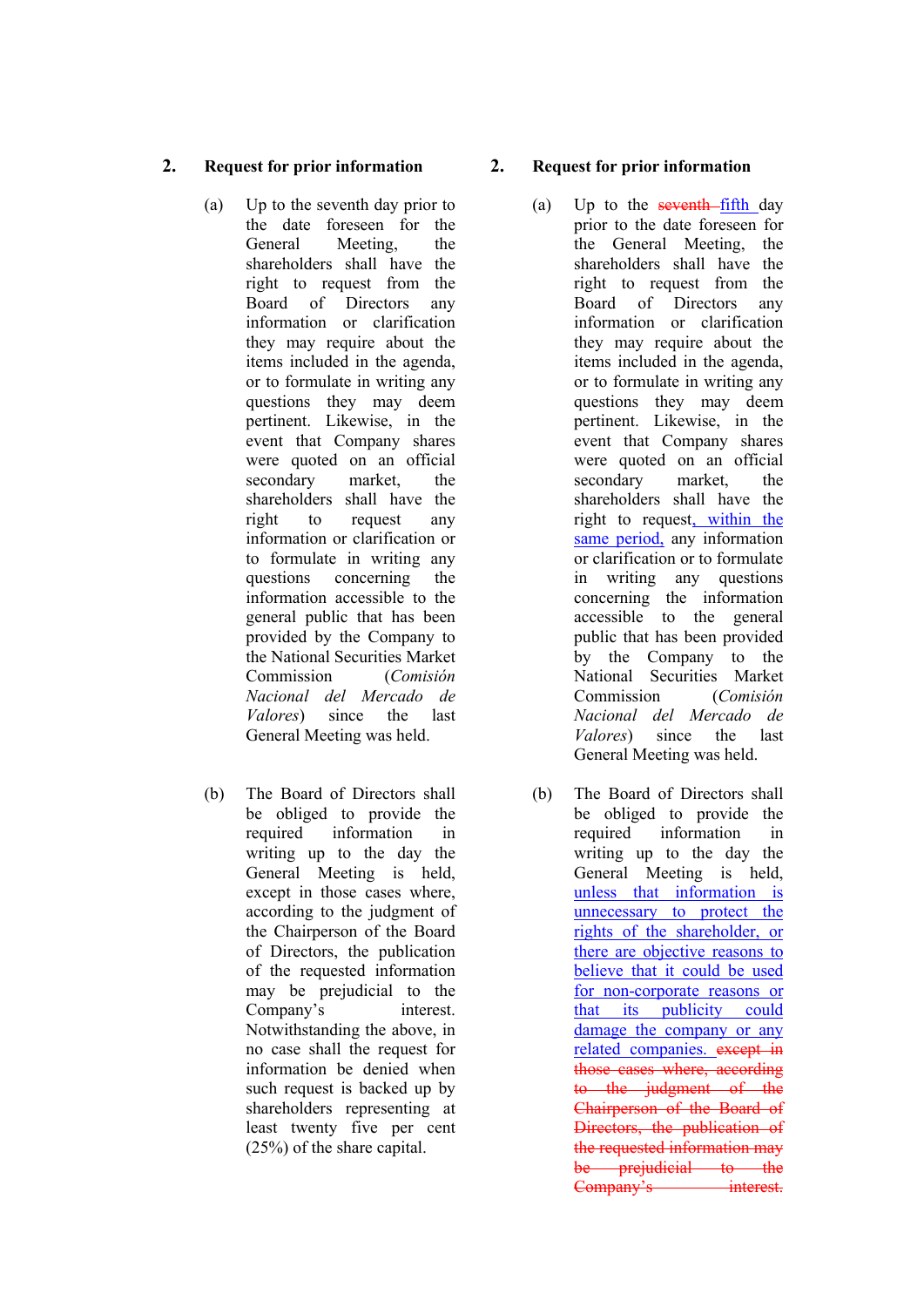| **2. Request for prior information** | **2. Request for prior information** |
|---|---|
| (a) Up to the seventh day prior to the date foreseen for the General Meeting, the shareholders shall have the right to request from the Board of Directors any information or clarification they may require about the items included in the agenda, or to formulate in writing any questions they may deem pertinent. Likewise, in the event that Company shares were quoted on an official secondary market, the shareholders shall have the right to request any information or clarification or to formulate in writing any questions concerning the information accessible to the general public that has been provided by the Company to the National Securities Market Commission (*Comisión Nacional del Mercado de Valores*) since the last General Meeting was held. | (a) Up to the ~~seventh~~ fifth day prior to the date foreseen for the General Meeting, the shareholders shall have the right to request from the Board of Directors any information or clarification they may require about the items included in the agenda, or to formulate in writing any questions they may deem pertinent. Likewise, in the event that Company shares were quoted on an official secondary market, the shareholders shall have the right to request, within the same period, any information or clarification or to formulate in writing any questions concerning the information accessible to the general public that has been provided by the Company to the National Securities Market Commission (*Comisión Nacional del Mercado de Valores*) since the last General Meeting was held. |
| (b) The Board of Directors shall be obliged to provide the required information in writing up to the day the General Meeting is held, except in those cases where, according to the judgment of the Chairperson of the Board of Directors, the publication of the requested information may be prejudicial to the Company's interest. Notwithstanding the above, in no case shall the request for information be denied when such request is backed up by shareholders representing at least twenty five per cent (25%) of the share capital. | (b) The Board of Directors shall be obliged to provide the required information in writing up to the day the General Meeting is held, unless that information is unnecessary to protect the rights of the shareholder, or there are objective reasons to believe that it could be used for non-corporate reasons or that its publicity could damage the company or any related companies. ~~except in those cases where, according to the judgment of the Chairperson of the Board of Directors, the publication of the requested information may be prejudicial to the Company's interest.~~ |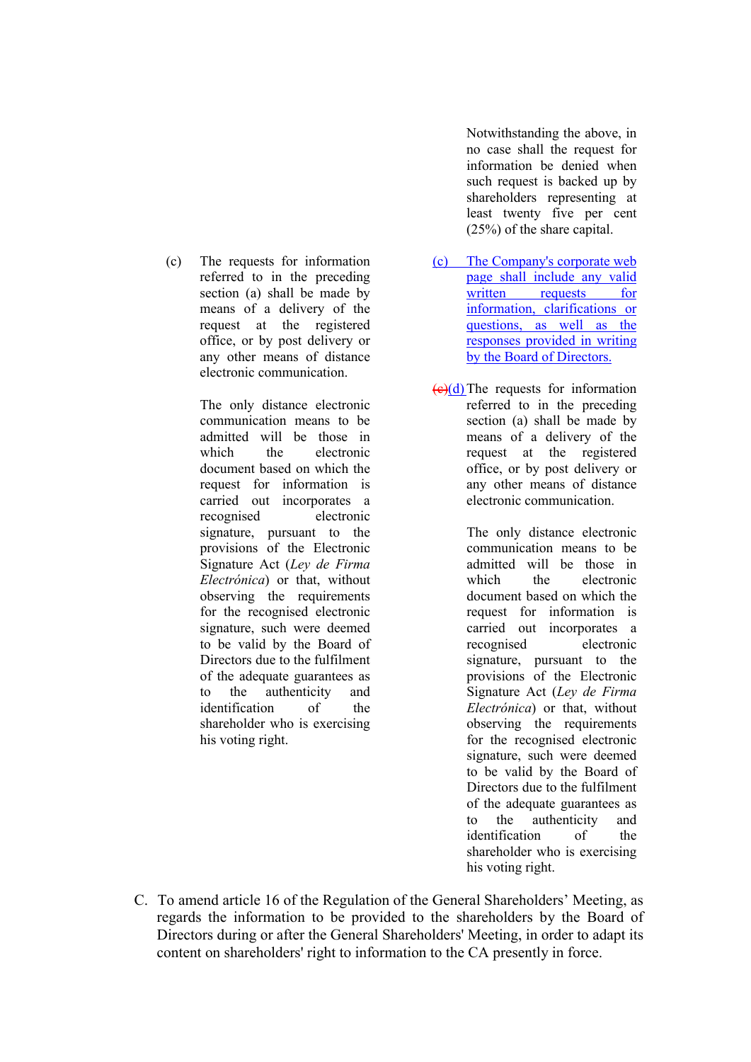| | |
|---|---|
| | Notwithstanding the above, in no case shall the request for information be denied when such request is backed up by shareholders representing at least twenty five per cent (25%) of the share capital. |
| (c) The requests for information referred to in the preceding section (a) shall be made by means of a delivery of the request at the registered office, or by post delivery or any other means of distance electronic communication. | (c) The Company's corporate web page shall include any valid written requests for information, clarifications or questions, as well as the responses provided in writing by the Board of Directors. |
| The only distance electronic communication means to be admitted will be those in which the electronic document based on which the request for information is carried out incorporates a recognised electronic signature, pursuant to the provisions of the Electronic Signature Act (*Ley de Firma Electrónica*) or that, without observing the requirements for the recognised electronic signature, such were deemed to be valid by the Board of Directors due to the fulfilment of the adequate guarantees as to the authenticity and identification of the shareholder who is exercising his voting right. | ~~(c)~~(d) The requests for information referred to in the preceding section (a) shall be made by means of a delivery of the request at the registered office, or by post delivery or any other means of distance electronic communication. |
| | The only distance electronic communication means to be admitted will be those in which the electronic document based on which the request for information is carried out incorporates a recognised electronic signature, pursuant to the provisions of the Electronic Signature Act (*Ley de Firma Electrónica*) or that, without observing the requirements for the recognised electronic signature, such were deemed to be valid by the Board of Directors due to the fulfilment of the adequate guarantees as to the authenticity and identification of the shareholder who is exercising his voting right. |

C. To amend article 16 of the Regulation of the General Shareholders' Meeting, as regards the information to be provided to the shareholders by the Board of Directors during or after the General Shareholders' Meeting, in order to adapt its content on shareholders' right to information to the CA presently in force.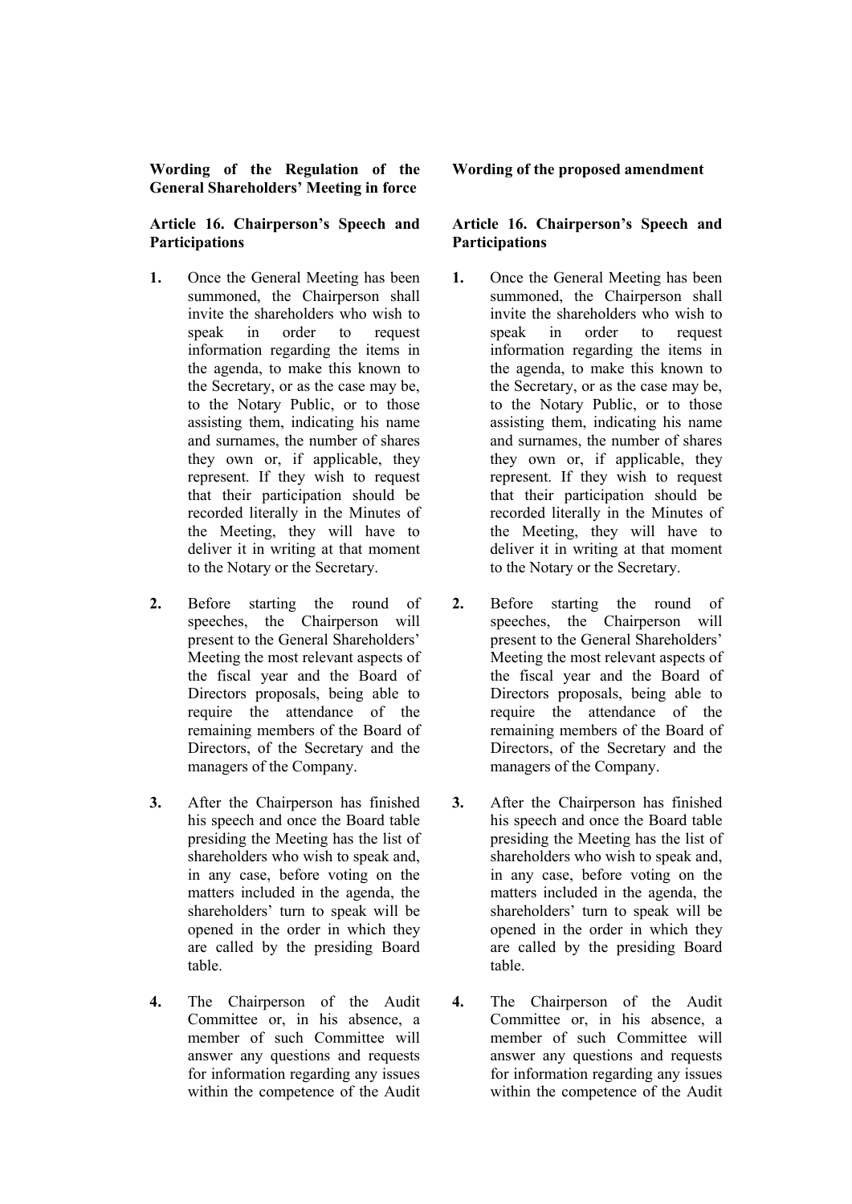| Wording of the Regulation of the General Shareholders' Meeting in force | Wording of the proposed amendment |
|---|---|
| **Article 16. Chairperson's Speech and Participations** | **Article 16. Chairperson's Speech and Participations** |
| **1.** Once the General Meeting has been summoned, the Chairperson shall invite the shareholders who wish to speak in order to request information regarding the items in the agenda, to make this known to the Secretary, or as the case may be, to the Notary Public, or to those assisting them, indicating his name and surnames, the number of shares they own or, if applicable, they represent. If they wish to request that their participation should be recorded literally in the Minutes of the Meeting, they will have to deliver it in writing at that moment to the Notary or the Secretary. | **1.** Once the General Meeting has been summoned, the Chairperson shall invite the shareholders who wish to speak in order to request information regarding the items in the agenda, to make this known to the Secretary, or as the case may be, to the Notary Public, or to those assisting them, indicating his name and surnames, the number of shares they own or, if applicable, they represent. If they wish to request that their participation should be recorded literally in the Minutes of the Meeting, they will have to deliver it in writing at that moment to the Notary or the Secretary. |
| **2.** Before starting the round of speeches, the Chairperson will present to the General Shareholders' Meeting the most relevant aspects of the fiscal year and the Board of Directors proposals, being able to require the attendance of the remaining members of the Board of Directors, of the Secretary and the managers of the Company. | **2.** Before starting the round of speeches, the Chairperson will present to the General Shareholders' Meeting the most relevant aspects of the fiscal year and the Board of Directors proposals, being able to require the attendance of the remaining members of the Board of Directors, of the Secretary and the managers of the Company. |
| **3.** After the Chairperson has finished his speech and once the Board table presiding the Meeting has the list of shareholders who wish to speak and, in any case, before voting on the matters included in the agenda, the shareholders' turn to speak will be opened in the order in which they are called by the presiding Board table. | **3.** After the Chairperson has finished his speech and once the Board table presiding the Meeting has the list of shareholders who wish to speak and, in any case, before voting on the matters included in the agenda, the shareholders' turn to speak will be opened in the order in which they are called by the presiding Board table. |
| **4.** The Chairperson of the Audit Committee or, in his absence, a member of such Committee will answer any questions and requests for information regarding any issues within the competence of the Audit | **4.** The Chairperson of the Audit Committee or, in his absence, a member of such Committee will answer any questions and requests for information regarding any issues within the competence of the Audit |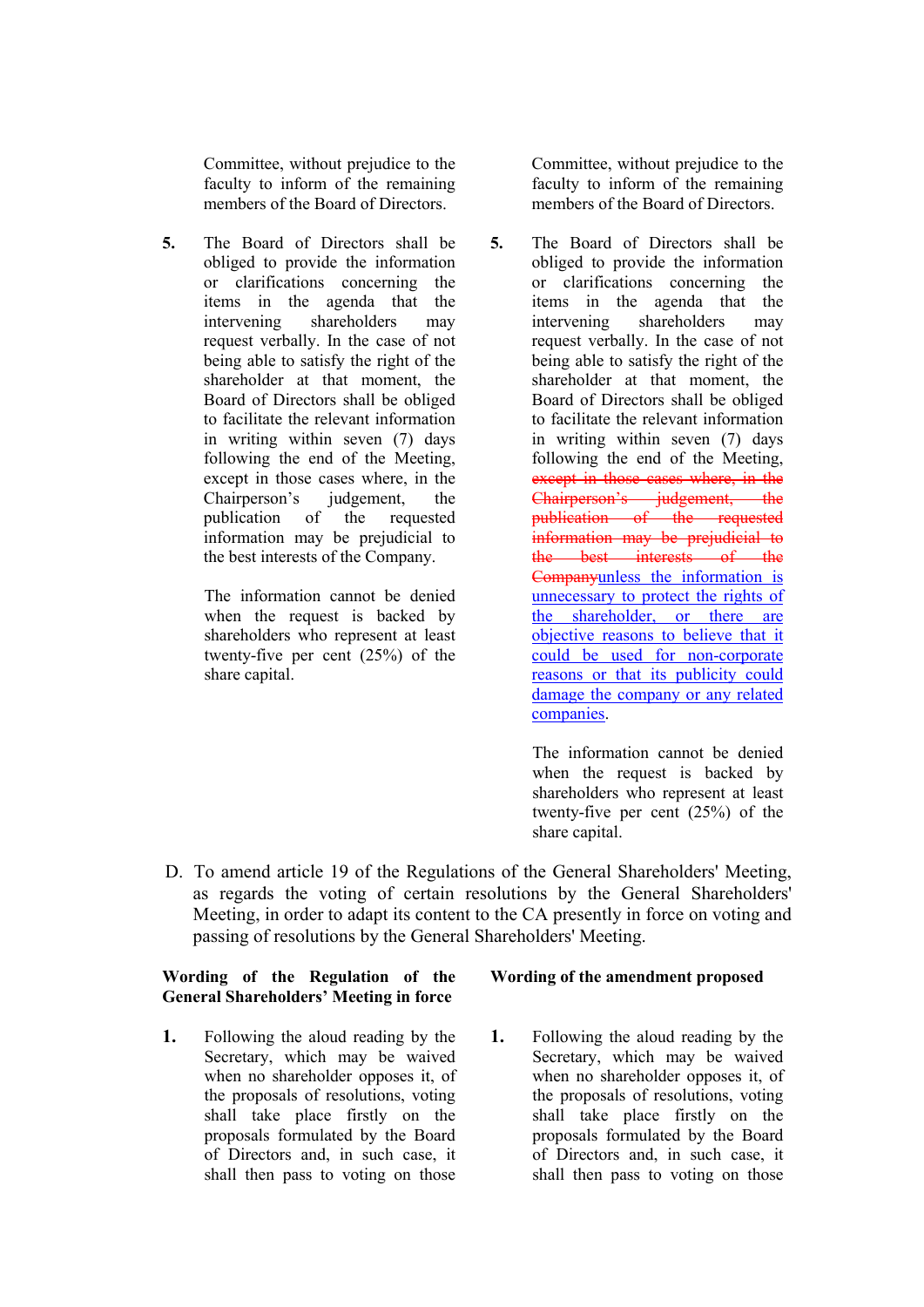| | |
|---|---|
| Committee, without prejudice to the faculty to inform of the remaining members of the Board of Directors. | Committee, without prejudice to the faculty to inform of the remaining members of the Board of Directors. |
| **5.** The Board of Directors shall be obliged to provide the information or clarifications concerning the items in the agenda that the intervening shareholders may request verbally. In the case of not being able to satisfy the right of the shareholder at that moment, the Board of Directors shall be obliged to facilitate the relevant information in writing within seven (7) days following the end of the Meeting, except in those cases where, in the Chairperson's judgement, the publication of the requested information may be prejudicial to the best interests of the Company.<br><br>The information cannot be denied when the request is backed by shareholders who represent at least twenty-five per cent (25%) of the share capital. | **5.** The Board of Directors shall be obliged to provide the information or clarifications concerning the items in the agenda that the intervening shareholders may request verbally. In the case of not being able to satisfy the right of the shareholder at that moment, the Board of Directors shall be obliged to facilitate the relevant information in writing within seven (7) days following the end of the Meeting, ~~except in those cases where, in the Chairperson's judgement, the publication of the requested information may be prejudicial to the best interests of the Company~~unless the information is unnecessary to protect the rights of the shareholder, or there are objective reasons to believe that it could be used for non-corporate reasons or that its publicity could damage the company or any related companies.<br><br>The information cannot be denied when the request is backed by shareholders who represent at least twenty-five per cent (25%) of the share capital. |

D. To amend article 19 of the Regulations of the General Shareholders' Meeting, as regards the voting of certain resolutions by the General Shareholders' Meeting, in order to adapt its content to the CA presently in force on voting and passing of resolutions by the General Shareholders' Meeting.

| **Wording of the Regulation of the General Shareholders' Meeting in force** | **Wording of the amendment proposed** |
|---|---|
| **1.** Following the aloud reading by the Secretary, which may be waived when no shareholder opposes it, of the proposals of resolutions, voting shall take place firstly on the proposals formulated by the Board of Directors and, in such case, it shall then pass to voting on those | **1.** Following the aloud reading by the Secretary, which may be waived when no shareholder opposes it, of the proposals of resolutions, voting shall take place firstly on the proposals formulated by the Board of Directors and, in such case, it shall then pass to voting on those |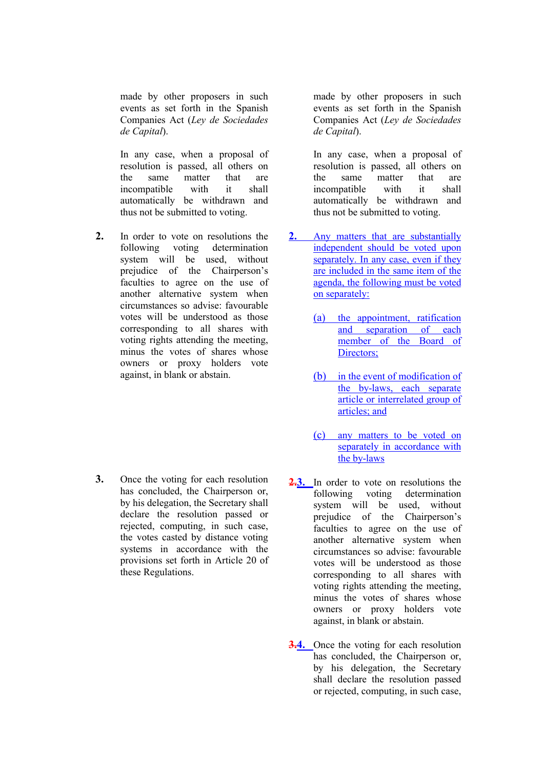| | |
|---|---|
| made by other proposers in such events as set forth in the Spanish Companies Act (*Ley de Sociedades de Capital*). | made by other proposers in such events as set forth in the Spanish Companies Act (*Ley de Sociedades de Capital*). |
| In any case, when a proposal of resolution is passed, all others on the same matter that are incompatible with it shall automatically be withdrawn and thus not be submitted to voting. | In any case, when a proposal of resolution is passed, all others on the same matter that are incompatible with it shall automatically be withdrawn and thus not be submitted to voting. |
| **2.** In order to vote on resolutions the following voting determination system will be used, without prejudice of the Chairperson's faculties to agree on the use of another alternative system when circumstances so advise: favourable votes will be understood as those corresponding to all shares with voting rights attending the meeting, minus the votes of shares whose owners or proxy holders vote against, in blank or abstain. | **2.** Any matters that are substantially independent should be voted upon separately. In any case, even if they are included in the same item of the agenda, the following must be voted on separately:<br><br>(a) the appointment, ratification and separation of each member of the Board of Directors;<br><br>(b) in the event of modification of the by-laws, each separate article or interrelated group of articles; and<br><br>(c) any matters to be voted on separately in accordance with the by-laws |
| **3.** Once the voting for each resolution has concluded, the Chairperson or, by his delegation, the Secretary shall declare the resolution passed or rejected, computing, in such case, the votes casted by distance voting systems in accordance with the provisions set forth in Article 20 of these Regulations. | ~~2.~~**3.** In order to vote on resolutions the following voting determination system will be used, without prejudice of the Chairperson's faculties to agree on the use of another alternative system when circumstances so advise: favourable votes will be understood as those corresponding to all shares with voting rights attending the meeting, minus the votes of shares whose owners or proxy holders vote against, in blank or abstain. |
| | ~~3.~~**4.** Once the voting for each resolution has concluded, the Chairperson or, by his delegation, the Secretary shall declare the resolution passed or rejected, computing, in such case, |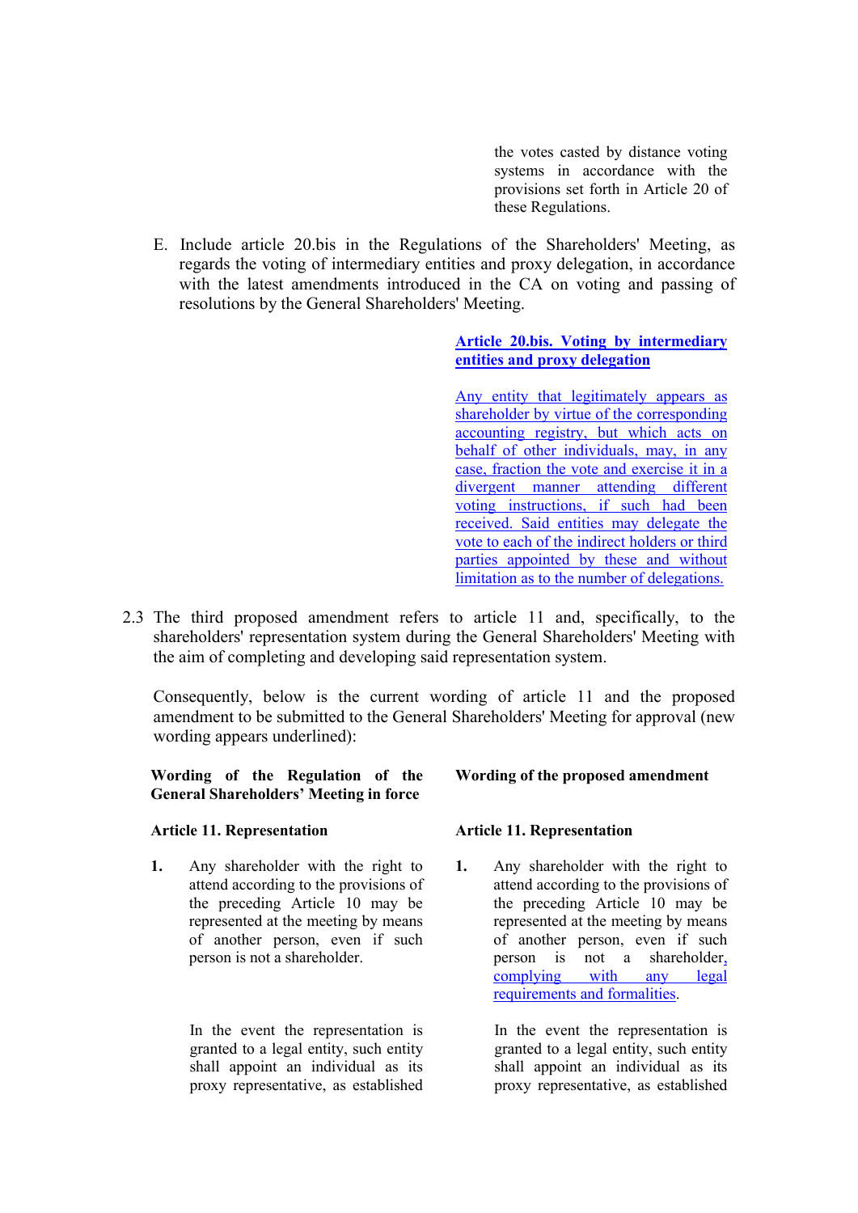| | the votes casted by distance voting systems in accordance with the provisions set forth in Article 20 of these Regulations. |
|---|---|

E. Include article 20.bis in the Regulations of the Shareholders' Meeting, as regards the voting of intermediary entities and proxy delegation, in accordance with the latest amendments introduced in the CA on voting and passing of resolutions by the General Shareholders' Meeting.

| | <u>**Article 20.bis. Voting by intermediary entities and proxy delegation**</u> |
|---|---|
| | <u>Any entity that legitimately appears as shareholder by virtue of the corresponding accounting registry, but which acts on behalf of other individuals, may, in any case, fraction the vote and exercise it in a divergent manner attending different voting instructions, if such had been received. Said entities may delegate the vote to each of the indirect holders or third parties appointed by these and without limitation as to the number of delegations.</u> |

2.3 The third proposed amendment refers to article 11 and, specifically, to the shareholders' representation system during the General Shareholders' Meeting with the aim of completing and developing said representation system.

Consequently, below is the current wording of article 11 and the proposed amendment to be submitted to the General Shareholders' Meeting for approval (new wording appears underlined):

| **Wording of the Regulation of the General Shareholders' Meeting in force** | **Wording of the proposed amendment** |
|---|---|
| **Article 11. Representation** | **Article 11. Representation** |
| **1.** Any shareholder with the right to attend according to the provisions of the preceding Article 10 may be represented at the meeting by means of another person, even if such person is not a shareholder. | **1.** Any shareholder with the right to attend according to the provisions of the preceding Article 10 may be represented at the meeting by means of another person, even if such person is not a shareholder<u>, complying with any legal requirements and formalities</u>. |
| In the event the representation is granted to a legal entity, such entity shall appoint an individual as its proxy representative, as established | In the event the representation is granted to a legal entity, such entity shall appoint an individual as its proxy representative, as established |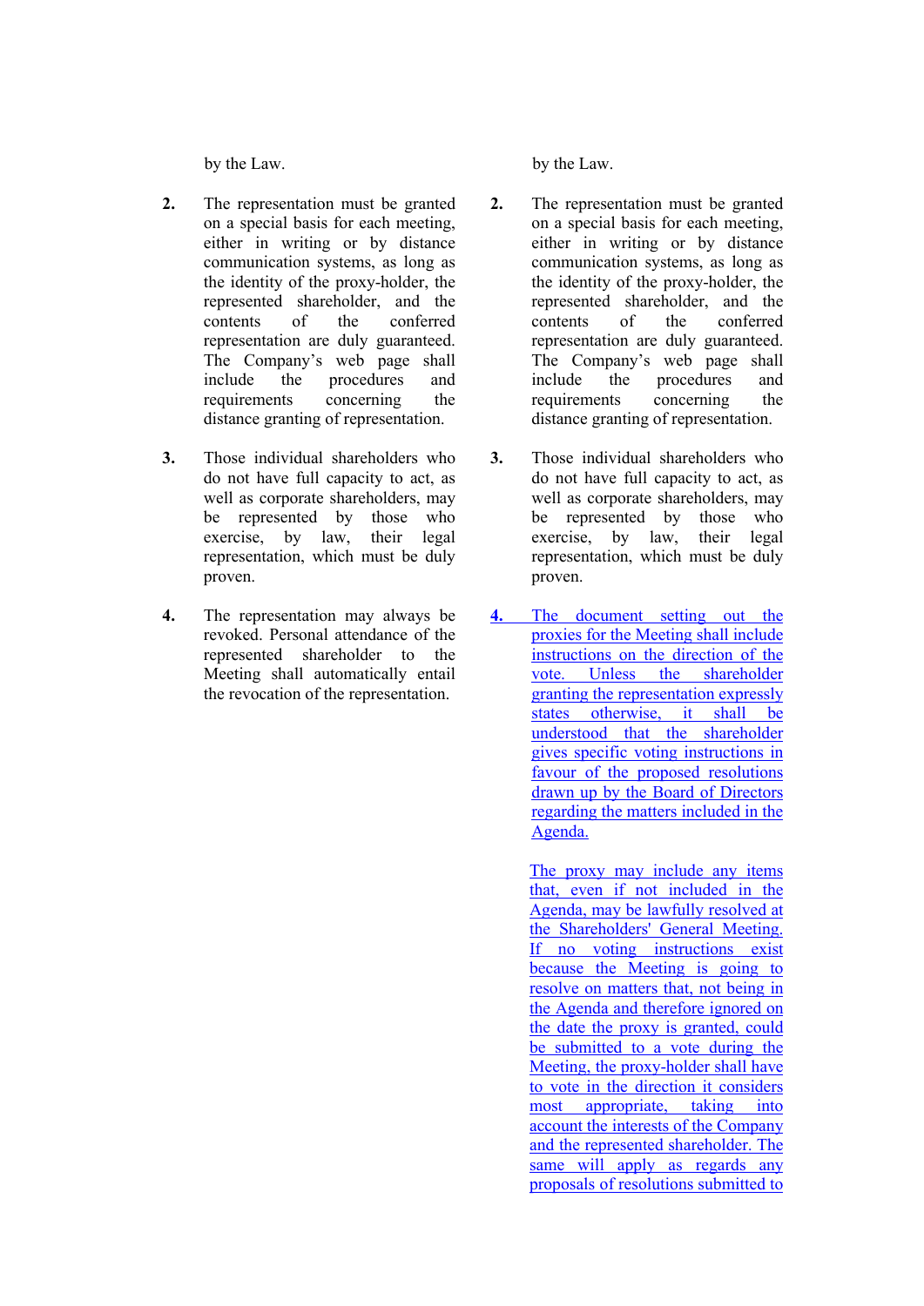| | |
|---|---|
| by the Law. | by the Law. |
| **2.** The representation must be granted on a special basis for each meeting, either in writing or by distance communication systems, as long as the identity of the proxy-holder, the represented shareholder, and the contents of the conferred representation are duly guaranteed. The Company's web page shall include the procedures and requirements concerning the distance granting of representation. | **2.** The representation must be granted on a special basis for each meeting, either in writing or by distance communication systems, as long as the identity of the proxy-holder, the represented shareholder, and the contents of the conferred representation are duly guaranteed. The Company's web page shall include the procedures and requirements concerning the distance granting of representation. |
| **3.** Those individual shareholders who do not have full capacity to act, as well as corporate shareholders, may be represented by those who exercise, by law, their legal representation, which must be duly proven. | **3.** Those individual shareholders who do not have full capacity to act, as well as corporate shareholders, may be represented by those who exercise, by law, their legal representation, which must be duly proven. |
| **4.** The representation may always be revoked. Personal attendance of the represented shareholder to the Meeting shall automatically entail the revocation of the representation. | 4. The document setting out the proxies for the Meeting shall include instructions on the direction of the vote. Unless the shareholder granting the representation expressly states otherwise, it shall be understood that the shareholder gives specific voting instructions in favour of the proposed resolutions drawn up by the Board of Directors regarding the matters included in the Agenda.<br><br>The proxy may include any items that, even if not included in the Agenda, may be lawfully resolved at the Shareholders' General Meeting. If no voting instructions exist because the Meeting is going to resolve on matters that, not being in the Agenda and therefore ignored on the date the proxy is granted, could be submitted to a vote during the Meeting, the proxy-holder shall have to vote in the direction it considers most appropriate, taking into account the interests of the Company and the represented shareholder. The same will apply as regards any proposals of resolutions submitted to |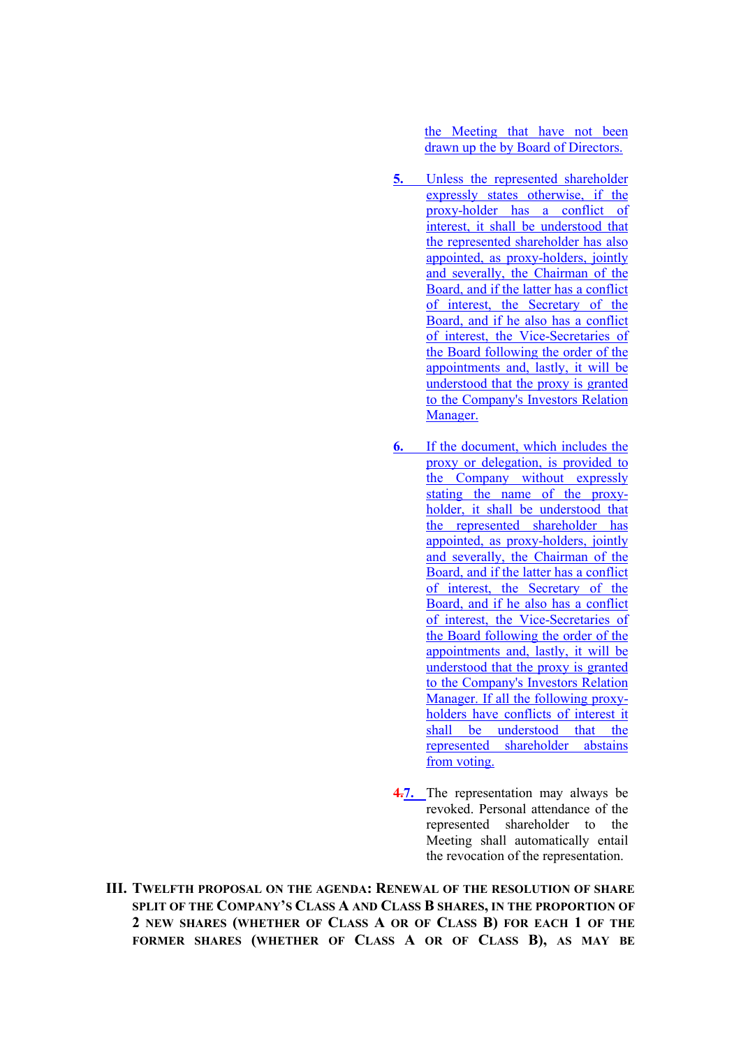the Meeting that have not been drawn up the by Board of Directors.

5. Unless the represented shareholder expressly states otherwise, if the proxy-holder has a conflict of interest, it shall be understood that the represented shareholder has also appointed, as proxy-holders, jointly and severally, the Chairman of the Board, and if the latter has a conflict of interest, the Secretary of the Board, and if he also has a conflict of interest, the Vice-Secretaries of the Board following the order of the appointments and, lastly, it will be understood that the proxy is granted to the Company's Investors Relation Manager.

6. If the document, which includes the proxy or delegation, is provided to the Company without expressly stating the name of the proxy-holder, it shall be understood that the represented shareholder has appointed, as proxy-holders, jointly and severally, the Chairman of the Board, and if the latter has a conflict of interest, the Secretary of the Board, and if he also has a conflict of interest, the Vice-Secretaries of the Board following the order of the appointments and, lastly, it will be understood that the proxy is granted to the Company's Investors Relation Manager. If all the following proxy-holders have conflicts of interest it shall be understood that the represented shareholder abstains from voting.

~~4.~~7. The representation may always be revoked. Personal attendance of the represented shareholder to the Meeting shall automatically entail the revocation of the representation.

## III. TWELFTH PROPOSAL ON THE AGENDA: RENEWAL OF THE RESOLUTION OF SHARE SPLIT OF THE COMPANY'S CLASS A AND CLASS B SHARES, IN THE PROPORTION OF 2 NEW SHARES (WHETHER OF CLASS A OR OF CLASS B) FOR EACH 1 OF THE FORMER SHARES (WHETHER OF CLASS A OR OF CLASS B), AS MAY BE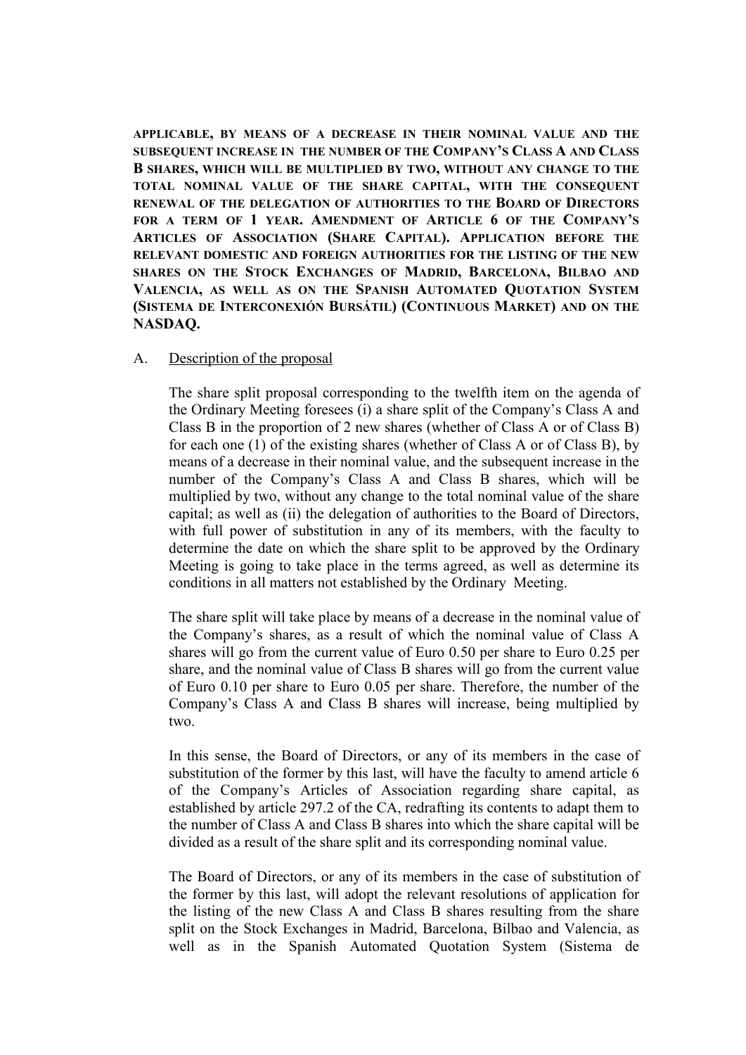**APPLICABLE, BY MEANS OF A DECREASE IN THEIR NOMINAL VALUE AND THE SUBSEQUENT INCREASE IN THE NUMBER OF THE COMPANY'S CLASS A AND CLASS B SHARES, WHICH WILL BE MULTIPLIED BY TWO, WITHOUT ANY CHANGE TO THE TOTAL NOMINAL VALUE OF THE SHARE CAPITAL, WITH THE CONSEQUENT RENEWAL OF THE DELEGATION OF AUTHORITIES TO THE BOARD OF DIRECTORS FOR A TERM OF 1 YEAR. AMENDMENT OF ARTICLE 6 OF THE COMPANY'S ARTICLES OF ASSOCIATION (SHARE CAPITAL). APPLICATION BEFORE THE RELEVANT DOMESTIC AND FOREIGN AUTHORITIES FOR THE LISTING OF THE NEW SHARES ON THE STOCK EXCHANGES OF MADRID, BARCELONA, BILBAO AND VALENCIA, AS WELL AS ON THE SPANISH AUTOMATED QUOTATION SYSTEM (SISTEMA DE INTERCONEXIÓN BURSÁTIL) (CONTINUOUS MARKET) AND ON THE NASDAQ.**

A. Description of the proposal

The share split proposal corresponding to the twelfth item on the agenda of the Ordinary Meeting foresees (i) a share split of the Company's Class A and Class B in the proportion of 2 new shares (whether of Class A or of Class B) for each one (1) of the existing shares (whether of Class A or of Class B), by means of a decrease in their nominal value, and the subsequent increase in the number of the Company's Class A and Class B shares, which will be multiplied by two, without any change to the total nominal value of the share capital; as well as (ii) the delegation of authorities to the Board of Directors, with full power of substitution in any of its members, with the faculty to determine the date on which the share split to be approved by the Ordinary Meeting is going to take place in the terms agreed, as well as determine its conditions in all matters not established by the Ordinary Meeting.

The share split will take place by means of a decrease in the nominal value of the Company's shares, as a result of which the nominal value of Class A shares will go from the current value of Euro 0.50 per share to Euro 0.25 per share, and the nominal value of Class B shares will go from the current value of Euro 0.10 per share to Euro 0.05 per share. Therefore, the number of the Company's Class A and Class B shares will increase, being multiplied by two.

In this sense, the Board of Directors, or any of its members in the case of substitution of the former by this last, will have the faculty to amend article 6 of the Company's Articles of Association regarding share capital, as established by article 297.2 of the CA, redrafting its contents to adapt them to the number of Class A and Class B shares into which the share capital will be divided as a result of the share split and its corresponding nominal value.

The Board of Directors, or any of its members in the case of substitution of the former by this last, will adopt the relevant resolutions of application for the listing of the new Class A and Class B shares resulting from the share split on the Stock Exchanges in Madrid, Barcelona, Bilbao and Valencia, as well as in the Spanish Automated Quotation System (Sistema de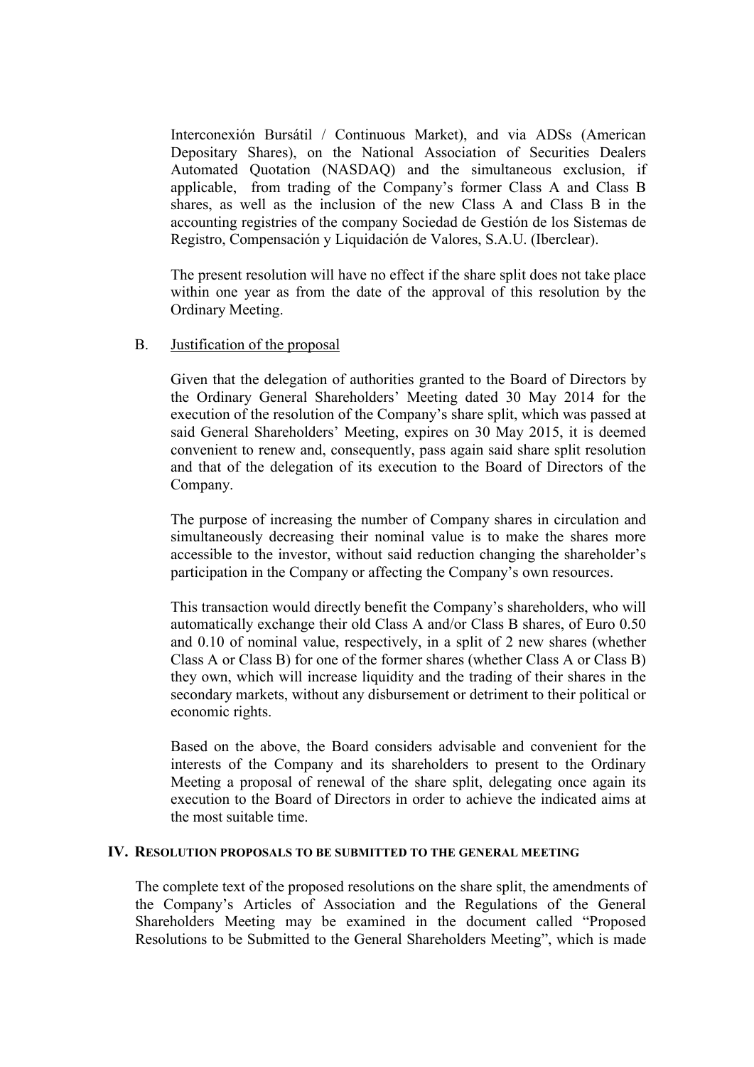Interconexión Bursátil / Continuous Market), and via ADSs (American Depositary Shares), on the National Association of Securities Dealers Automated Quotation (NASDAQ) and the simultaneous exclusion, if applicable, from trading of the Company's former Class A and Class B shares, as well as the inclusion of the new Class A and Class B in the accounting registries of the company Sociedad de Gestión de los Sistemas de Registro, Compensación y Liquidación de Valores, S.A.U. (Iberclear).

The present resolution will have no effect if the share split does not take place within one year as from the date of the approval of this resolution by the Ordinary Meeting.

B. Justification of the proposal

Given that the delegation of authorities granted to the Board of Directors by the Ordinary General Shareholders' Meeting dated 30 May 2014 for the execution of the resolution of the Company's share split, which was passed at said General Shareholders' Meeting, expires on 30 May 2015, it is deemed convenient to renew and, consequently, pass again said share split resolution and that of the delegation of its execution to the Board of Directors of the Company.

The purpose of increasing the number of Company shares in circulation and simultaneously decreasing their nominal value is to make the shares more accessible to the investor, without said reduction changing the shareholder's participation in the Company or affecting the Company's own resources.

This transaction would directly benefit the Company's shareholders, who will automatically exchange their old Class A and/or Class B shares, of Euro 0.50 and 0.10 of nominal value, respectively, in a split of 2 new shares (whether Class A or Class B) for one of the former shares (whether Class A or Class B) they own, which will increase liquidity and the trading of their shares in the secondary markets, without any disbursement or detriment to their political or economic rights.

Based on the above, the Board considers advisable and convenient for the interests of the Company and its shareholders to present to the Ordinary Meeting a proposal of renewal of the share split, delegating once again its execution to the Board of Directors in order to achieve the indicated aims at the most suitable time.

## IV. Resolution proposals to be submitted to the general meeting

The complete text of the proposed resolutions on the share split, the amendments of the Company's Articles of Association and the Regulations of the General Shareholders Meeting may be examined in the document called "Proposed Resolutions to be Submitted to the General Shareholders Meeting", which is made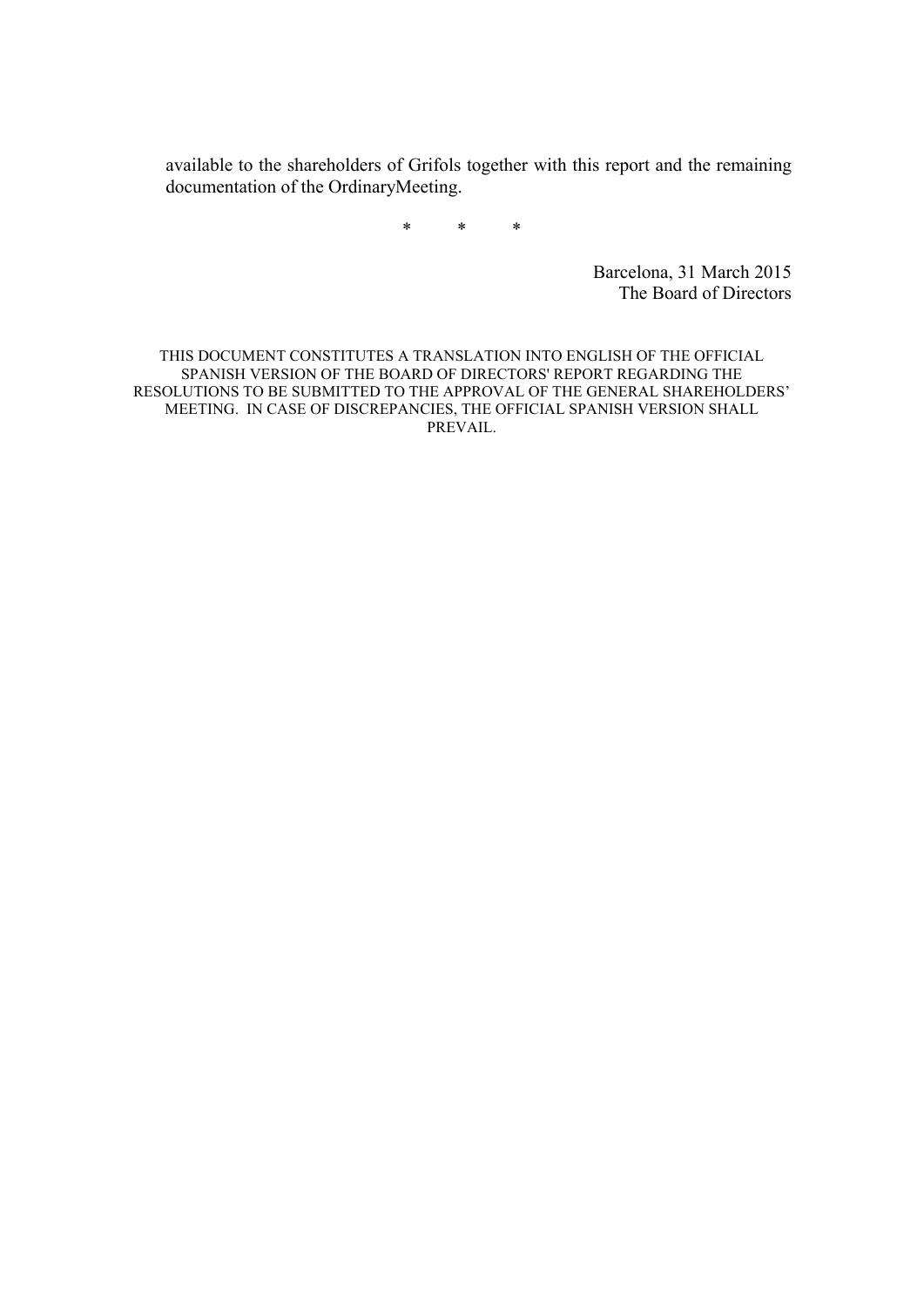available to the shareholders of Grifols together with this report and the remaining documentation of the OrdinaryMeeting.

\* \* \*

Barcelona, 31 March 2015
The Board of Directors

THIS DOCUMENT CONSTITUTES A TRANSLATION INTO ENGLISH OF THE OFFICIAL SPANISH VERSION OF THE BOARD OF DIRECTORS' REPORT REGARDING THE RESOLUTIONS TO BE SUBMITTED TO THE APPROVAL OF THE GENERAL SHAREHOLDERS' MEETING. IN CASE OF DISCREPANCIES, THE OFFICIAL SPANISH VERSION SHALL PREVAIL.